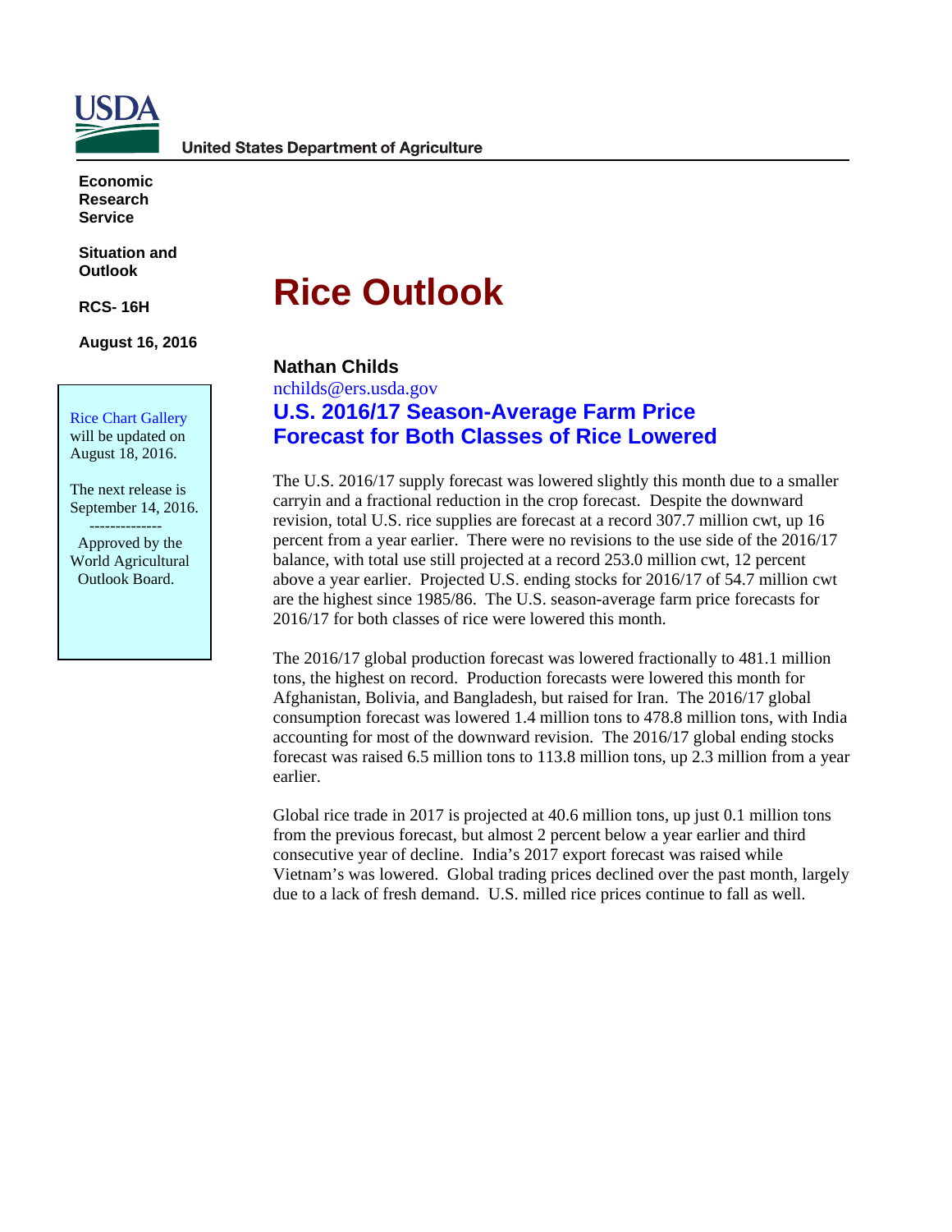United States Department of Agriculture

**Economic Research Service**

**Situation and Outlook**

**RCS- 16H**

**August 16, 2016**

Rice Chart Gallery will be updated on August 18, 2016.

The next release is September 14, 2016.

--------------

Approved by the World Agricultural Outlook Board.

# Rice Outlook

**Nathan Childs**

nchilds@ers.usda.gov

## U.S. 2016/17 Season-Average Farm Price Forecast for Both Classes of Rice Lowered

The U.S. 2016/17 supply forecast was lowered slightly this month due to a smaller carryin and a fractional reduction in the crop forecast. Despite the downward revision, total U.S. rice supplies are forecast at a record 307.7 million cwt, up 16 percent from a year earlier. There were no revisions to the use side of the 2016/17 balance, with total use still projected at a record 253.0 million cwt, 12 percent above a year earlier. Projected U.S. ending stocks for 2016/17 of 54.7 million cwt are the highest since 1985/86. The U.S. season-average farm price forecasts for 2016/17 for both classes of rice were lowered this month.

The 2016/17 global production forecast was lowered fractionally to 481.1 million tons, the highest on record. Production forecasts were lowered this month for Afghanistan, Bolivia, and Bangladesh, but raised for Iran. The 2016/17 global consumption forecast was lowered 1.4 million tons to 478.8 million tons, with India accounting for most of the downward revision. The 2016/17 global ending stocks forecast was raised 6.5 million tons to 113.8 million tons, up 2.3 million from a year earlier.

Global rice trade in 2017 is projected at 40.6 million tons, up just 0.1 million tons from the previous forecast, but almost 2 percent below a year earlier and third consecutive year of decline. India's 2017 export forecast was raised while Vietnam's was lowered. Global trading prices declined over the past month, largely due to a lack of fresh demand. U.S. milled rice prices continue to fall as well.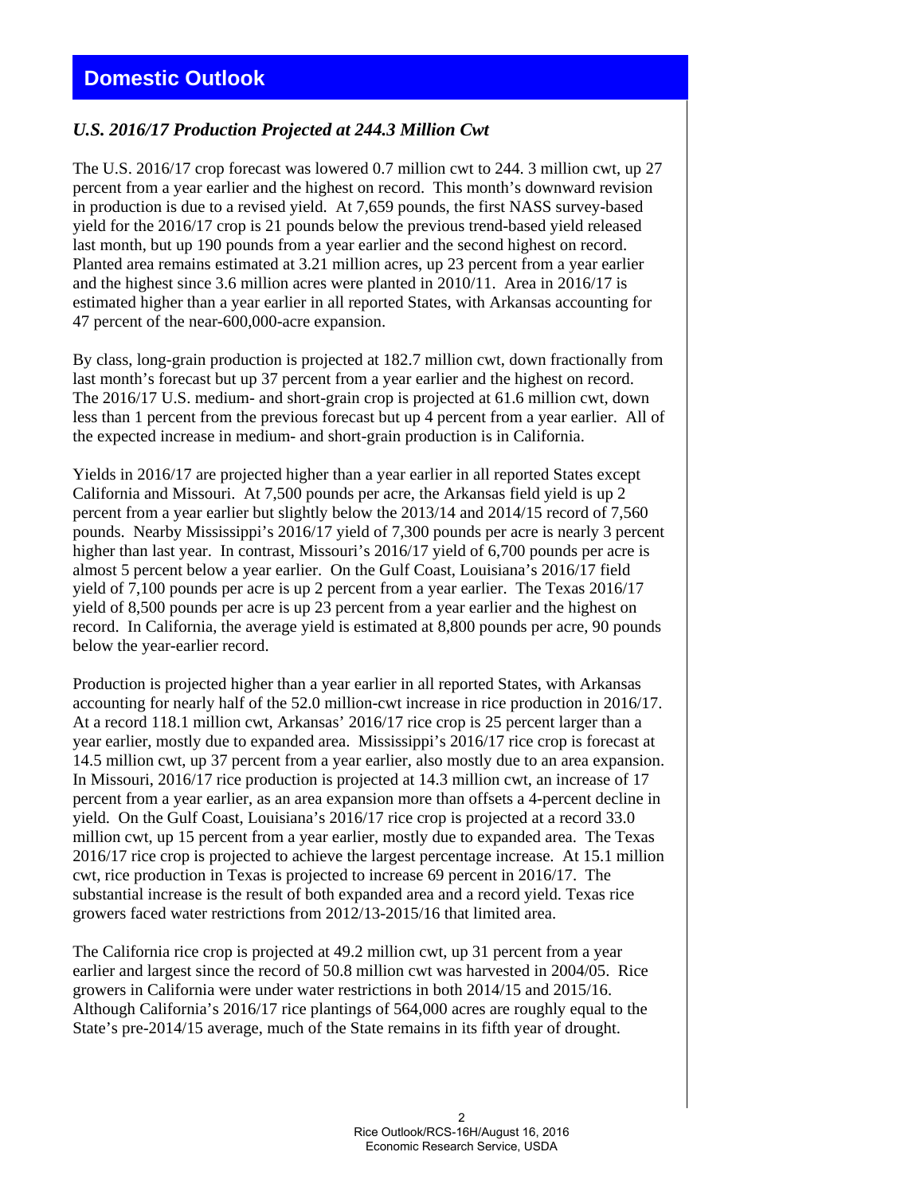# Domestic Outlook

### *U.S. 2016/17 Production Projected at 244.3 Million Cwt*

The U.S. 2016/17 crop forecast was lowered 0.7 million cwt to 244. 3 million cwt, up 27 percent from a year earlier and the highest on record. This month's downward revision in production is due to a revised yield. At 7,659 pounds, the first NASS survey-based yield for the 2016/17 crop is 21 pounds below the previous trend-based yield released last month, but up 190 pounds from a year earlier and the second highest on record. Planted area remains estimated at 3.21 million acres, up 23 percent from a year earlier and the highest since 3.6 million acres were planted in 2010/11. Area in 2016/17 is estimated higher than a year earlier in all reported States, with Arkansas accounting for 47 percent of the near-600,000-acre expansion.

By class, long-grain production is projected at 182.7 million cwt, down fractionally from last month's forecast but up 37 percent from a year earlier and the highest on record. The 2016/17 U.S. medium- and short-grain crop is projected at 61.6 million cwt, down less than 1 percent from the previous forecast but up 4 percent from a year earlier. All of the expected increase in medium- and short-grain production is in California.

Yields in 2016/17 are projected higher than a year earlier in all reported States except California and Missouri. At 7,500 pounds per acre, the Arkansas field yield is up 2 percent from a year earlier but slightly below the 2013/14 and 2014/15 record of 7,560 pounds. Nearby Mississippi's 2016/17 yield of 7,300 pounds per acre is nearly 3 percent higher than last year. In contrast, Missouri's 2016/17 yield of 6,700 pounds per acre is almost 5 percent below a year earlier. On the Gulf Coast, Louisiana's 2016/17 field yield of 7,100 pounds per acre is up 2 percent from a year earlier. The Texas 2016/17 yield of 8,500 pounds per acre is up 23 percent from a year earlier and the highest on record. In California, the average yield is estimated at 8,800 pounds per acre, 90 pounds below the year-earlier record.

Production is projected higher than a year earlier in all reported States, with Arkansas accounting for nearly half of the 52.0 million-cwt increase in rice production in 2016/17. At a record 118.1 million cwt, Arkansas' 2016/17 rice crop is 25 percent larger than a year earlier, mostly due to expanded area. Mississippi's 2016/17 rice crop is forecast at 14.5 million cwt, up 37 percent from a year earlier, also mostly due to an area expansion. In Missouri, 2016/17 rice production is projected at 14.3 million cwt, an increase of 17 percent from a year earlier, as an area expansion more than offsets a 4-percent decline in yield. On the Gulf Coast, Louisiana's 2016/17 rice crop is projected at a record 33.0 million cwt, up 15 percent from a year earlier, mostly due to expanded area. The Texas 2016/17 rice crop is projected to achieve the largest percentage increase. At 15.1 million cwt, rice production in Texas is projected to increase 69 percent in 2016/17. The substantial increase is the result of both expanded area and a record yield. Texas rice growers faced water restrictions from 2012/13-2015/16 that limited area.

The California rice crop is projected at 49.2 million cwt, up 31 percent from a year earlier and largest since the record of 50.8 million cwt was harvested in 2004/05. Rice growers in California were under water restrictions in both 2014/15 and 2015/16. Although California's 2016/17 rice plantings of 564,000 acres are roughly equal to the State's pre-2014/15 average, much of the State remains in its fifth year of drought.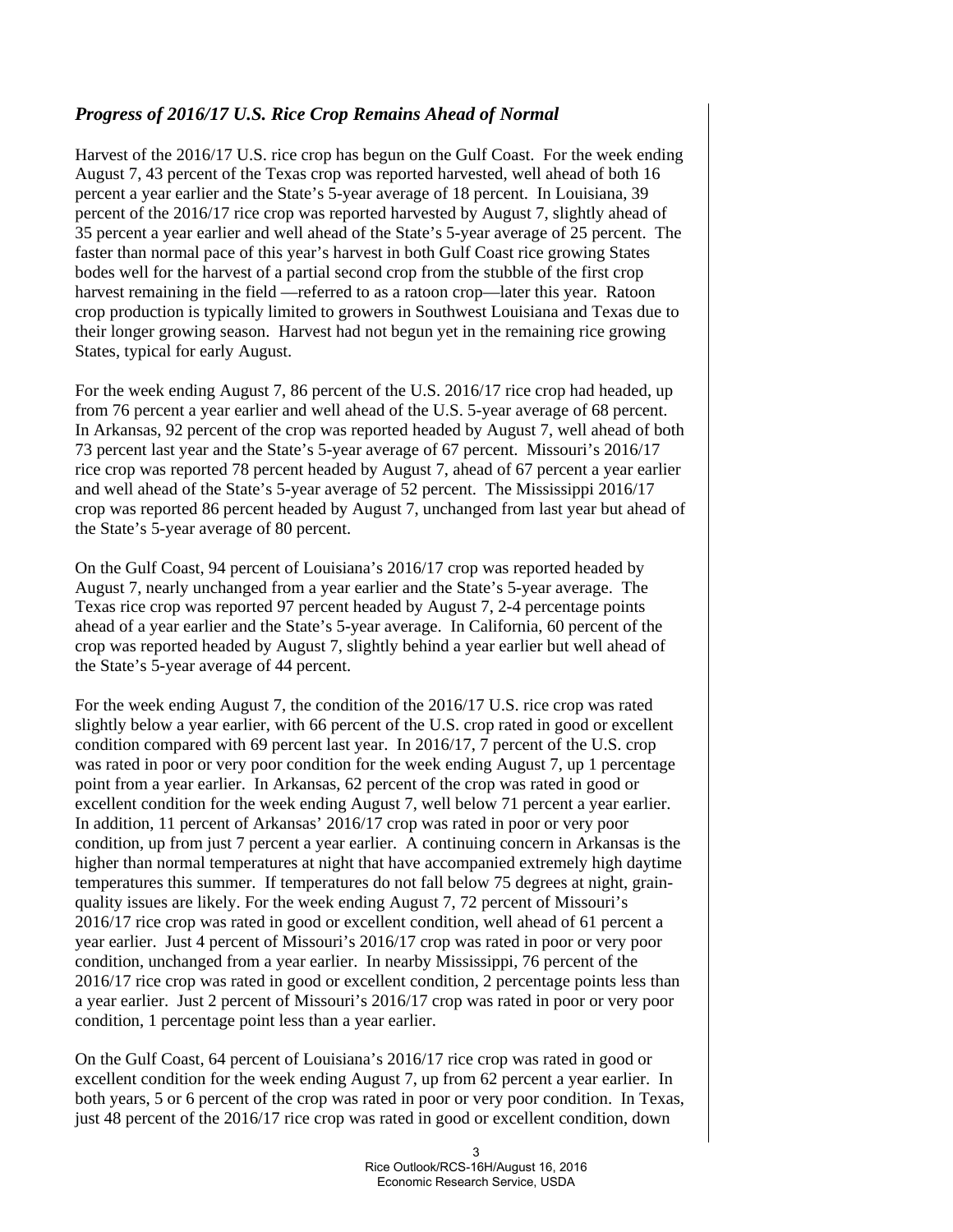### *Progress of 2016/17 U.S. Rice Crop Remains Ahead of Normal*

Harvest of the 2016/17 U.S. rice crop has begun on the Gulf Coast. For the week ending August 7, 43 percent of the Texas crop was reported harvested, well ahead of both 16 percent a year earlier and the State's 5-year average of 18 percent. In Louisiana, 39 percent of the 2016/17 rice crop was reported harvested by August 7, slightly ahead of 35 percent a year earlier and well ahead of the State's 5-year average of 25 percent. The faster than normal pace of this year's harvest in both Gulf Coast rice growing States bodes well for the harvest of a partial second crop from the stubble of the first crop harvest remaining in the field —referred to as a ratoon crop—later this year. Ratoon crop production is typically limited to growers in Southwest Louisiana and Texas due to their longer growing season. Harvest had not begun yet in the remaining rice growing States, typical for early August.

For the week ending August 7, 86 percent of the U.S. 2016/17 rice crop had headed, up from 76 percent a year earlier and well ahead of the U.S. 5-year average of 68 percent. In Arkansas, 92 percent of the crop was reported headed by August 7, well ahead of both 73 percent last year and the State's 5-year average of 67 percent. Missouri's 2016/17 rice crop was reported 78 percent headed by August 7, ahead of 67 percent a year earlier and well ahead of the State's 5-year average of 52 percent. The Mississippi 2016/17 crop was reported 86 percent headed by August 7, unchanged from last year but ahead of the State's 5-year average of 80 percent.

On the Gulf Coast, 94 percent of Louisiana's 2016/17 crop was reported headed by August 7, nearly unchanged from a year earlier and the State's 5-year average. The Texas rice crop was reported 97 percent headed by August 7, 2-4 percentage points ahead of a year earlier and the State's 5-year average. In California, 60 percent of the crop was reported headed by August 7, slightly behind a year earlier but well ahead of the State's 5-year average of 44 percent.

For the week ending August 7, the condition of the 2016/17 U.S. rice crop was rated slightly below a year earlier, with 66 percent of the U.S. crop rated in good or excellent condition compared with 69 percent last year. In 2016/17, 7 percent of the U.S. crop was rated in poor or very poor condition for the week ending August 7, up 1 percentage point from a year earlier. In Arkansas, 62 percent of the crop was rated in good or excellent condition for the week ending August 7, well below 71 percent a year earlier. In addition, 11 percent of Arkansas' 2016/17 crop was rated in poor or very poor condition, up from just 7 percent a year earlier. A continuing concern in Arkansas is the higher than normal temperatures at night that have accompanied extremely high daytime temperatures this summer. If temperatures do not fall below 75 degrees at night, grain-quality issues are likely. For the week ending August 7, 72 percent of Missouri's 2016/17 rice crop was rated in good or excellent condition, well ahead of 61 percent a year earlier. Just 4 percent of Missouri's 2016/17 crop was rated in poor or very poor condition, unchanged from a year earlier. In nearby Mississippi, 76 percent of the 2016/17 rice crop was rated in good or excellent condition, 2 percentage points less than a year earlier. Just 2 percent of Missouri's 2016/17 crop was rated in poor or very poor condition, 1 percentage point less than a year earlier.

On the Gulf Coast, 64 percent of Louisiana's 2016/17 rice crop was rated in good or excellent condition for the week ending August 7, up from 62 percent a year earlier. In both years, 5 or 6 percent of the crop was rated in poor or very poor condition. In Texas, just 48 percent of the 2016/17 rice crop was rated in good or excellent condition, down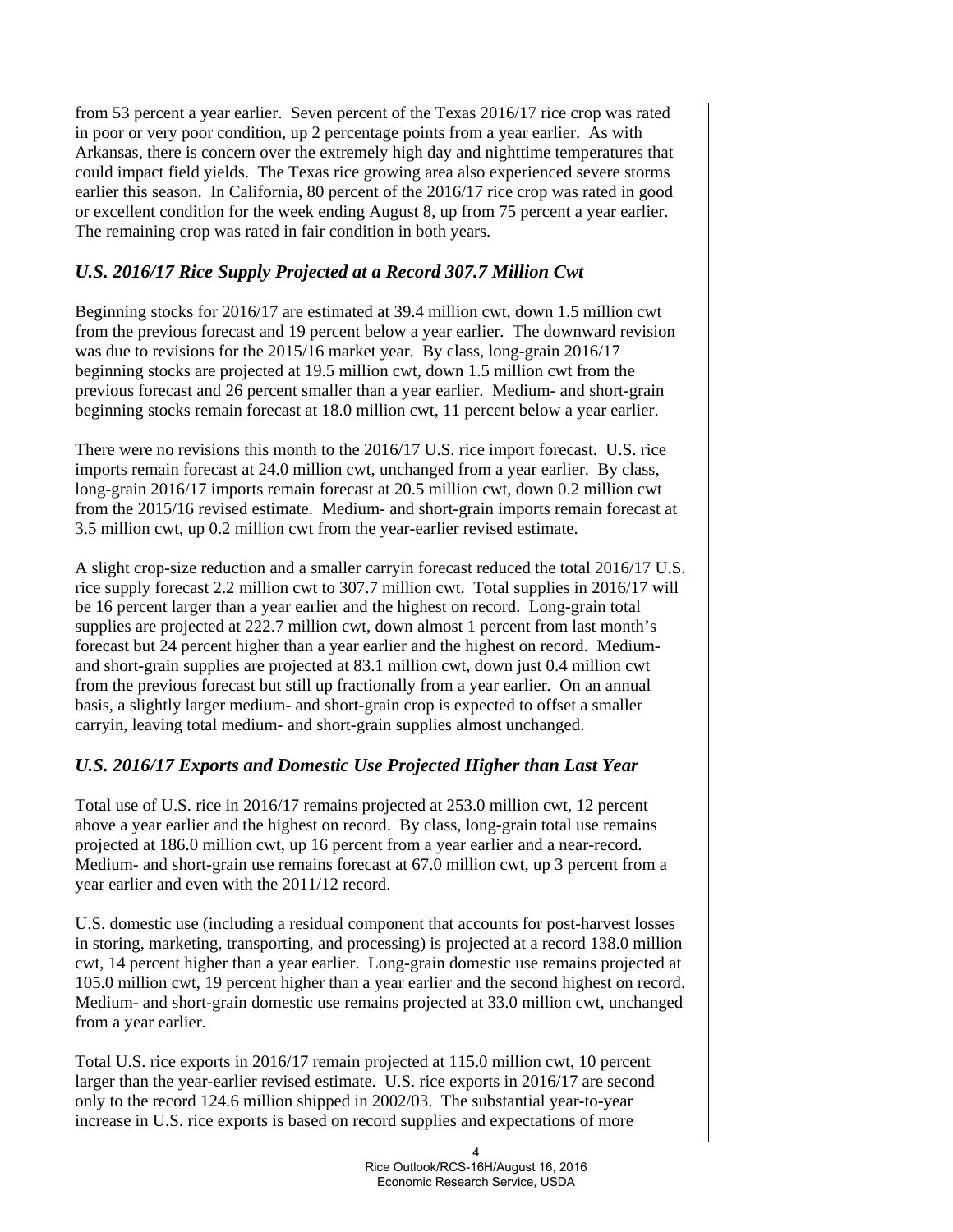from 53 percent a year earlier. Seven percent of the Texas 2016/17 rice crop was rated in poor or very poor condition, up 2 percentage points from a year earlier. As with Arkansas, there is concern over the extremely high day and nighttime temperatures that could impact field yields. The Texas rice growing area also experienced severe storms earlier this season. In California, 80 percent of the 2016/17 rice crop was rated in good or excellent condition for the week ending August 8, up from 75 percent a year earlier. The remaining crop was rated in fair condition in both years.

### *U.S. 2016/17 Rice Supply Projected at a Record 307.7 Million Cwt*

Beginning stocks for 2016/17 are estimated at 39.4 million cwt, down 1.5 million cwt from the previous forecast and 19 percent below a year earlier. The downward revision was due to revisions for the 2015/16 market year. By class, long-grain 2016/17 beginning stocks are projected at 19.5 million cwt, down 1.5 million cwt from the previous forecast and 26 percent smaller than a year earlier. Medium- and short-grain beginning stocks remain forecast at 18.0 million cwt, 11 percent below a year earlier.

There were no revisions this month to the 2016/17 U.S. rice import forecast. U.S. rice imports remain forecast at 24.0 million cwt, unchanged from a year earlier. By class, long-grain 2016/17 imports remain forecast at 20.5 million cwt, down 0.2 million cwt from the 2015/16 revised estimate. Medium- and short-grain imports remain forecast at 3.5 million cwt, up 0.2 million cwt from the year-earlier revised estimate.

A slight crop-size reduction and a smaller carryin forecast reduced the total 2016/17 U.S. rice supply forecast 2.2 million cwt to 307.7 million cwt. Total supplies in 2016/17 will be 16 percent larger than a year earlier and the highest on record. Long-grain total supplies are projected at 222.7 million cwt, down almost 1 percent from last month's forecast but 24 percent higher than a year earlier and the highest on record. Medium- and short-grain supplies are projected at 83.1 million cwt, down just 0.4 million cwt from the previous forecast but still up fractionally from a year earlier. On an annual basis, a slightly larger medium- and short-grain crop is expected to offset a smaller carryin, leaving total medium- and short-grain supplies almost unchanged.

### *U.S. 2016/17 Exports and Domestic Use Projected Higher than Last Year*

Total use of U.S. rice in 2016/17 remains projected at 253.0 million cwt, 12 percent above a year earlier and the highest on record. By class, long-grain total use remains projected at 186.0 million cwt, up 16 percent from a year earlier and a near-record. Medium- and short-grain use remains forecast at 67.0 million cwt, up 3 percent from a year earlier and even with the 2011/12 record.

U.S. domestic use (including a residual component that accounts for post-harvest losses in storing, marketing, transporting, and processing) is projected at a record 138.0 million cwt, 14 percent higher than a year earlier. Long-grain domestic use remains projected at 105.0 million cwt, 19 percent higher than a year earlier and the second highest on record. Medium- and short-grain domestic use remains projected at 33.0 million cwt, unchanged from a year earlier.

Total U.S. rice exports in 2016/17 remain projected at 115.0 million cwt, 10 percent larger than the year-earlier revised estimate. U.S. rice exports in 2016/17 are second only to the record 124.6 million shipped in 2002/03. The substantial year-to-year increase in U.S. rice exports is based on record supplies and expectations of more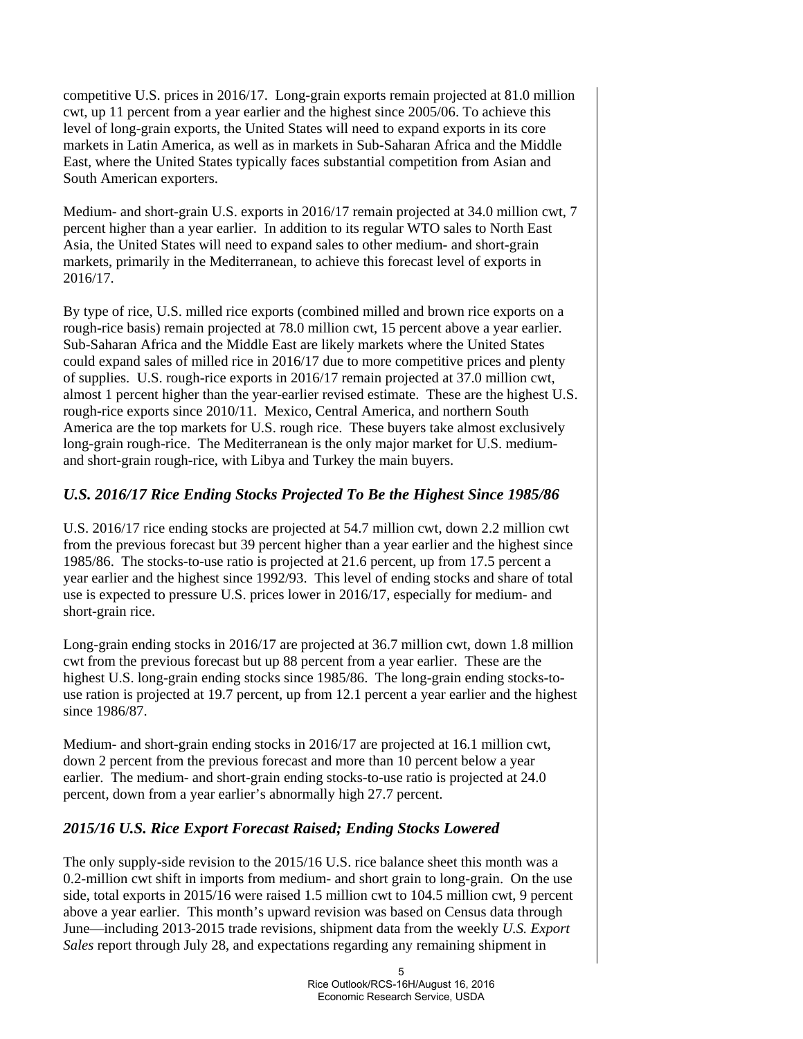competitive U.S. prices in 2016/17. Long-grain exports remain projected at 81.0 million cwt, up 11 percent from a year earlier and the highest since 2005/06. To achieve this level of long-grain exports, the United States will need to expand exports in its core markets in Latin America, as well as in markets in Sub-Saharan Africa and the Middle East, where the United States typically faces substantial competition from Asian and South American exporters.

Medium- and short-grain U.S. exports in 2016/17 remain projected at 34.0 million cwt, 7 percent higher than a year earlier. In addition to its regular WTO sales to North East Asia, the United States will need to expand sales to other medium- and short-grain markets, primarily in the Mediterranean, to achieve this forecast level of exports in 2016/17.

By type of rice, U.S. milled rice exports (combined milled and brown rice exports on a rough-rice basis) remain projected at 78.0 million cwt, 15 percent above a year earlier. Sub-Saharan Africa and the Middle East are likely markets where the United States could expand sales of milled rice in 2016/17 due to more competitive prices and plenty of supplies. U.S. rough-rice exports in 2016/17 remain projected at 37.0 million cwt, almost 1 percent higher than the year-earlier revised estimate. These are the highest U.S. rough-rice exports since 2010/11. Mexico, Central America, and northern South America are the top markets for U.S. rough rice. These buyers take almost exclusively long-grain rough-rice. The Mediterranean is the only major market for U.S. medium- and short-grain rough-rice, with Libya and Turkey the main buyers.

## *U.S. 2016/17 Rice Ending Stocks Projected To Be the Highest Since 1985/86*

U.S. 2016/17 rice ending stocks are projected at 54.7 million cwt, down 2.2 million cwt from the previous forecast but 39 percent higher than a year earlier and the highest since 1985/86. The stocks-to-use ratio is projected at 21.6 percent, up from 17.5 percent a year earlier and the highest since 1992/93. This level of ending stocks and share of total use is expected to pressure U.S. prices lower in 2016/17, especially for medium- and short-grain rice.

Long-grain ending stocks in 2016/17 are projected at 36.7 million cwt, down 1.8 million cwt from the previous forecast but up 88 percent from a year earlier. These are the highest U.S. long-grain ending stocks since 1985/86. The long-grain ending stocks-to-use ration is projected at 19.7 percent, up from 12.1 percent a year earlier and the highest since 1986/87.

Medium- and short-grain ending stocks in 2016/17 are projected at 16.1 million cwt, down 2 percent from the previous forecast and more than 10 percent below a year earlier. The medium- and short-grain ending stocks-to-use ratio is projected at 24.0 percent, down from a year earlier's abnormally high 27.7 percent.

## *2015/16 U.S. Rice Export Forecast Raised; Ending Stocks Lowered*

The only supply-side revision to the 2015/16 U.S. rice balance sheet this month was a 0.2-million cwt shift in imports from medium- and short grain to long-grain. On the use side, total exports in 2015/16 were raised 1.5 million cwt to 104.5 million cwt, 9 percent above a year earlier. This month's upward revision was based on Census data through June—including 2013-2015 trade revisions, shipment data from the weekly *U.S. Export Sales* report through July 28, and expectations regarding any remaining shipment in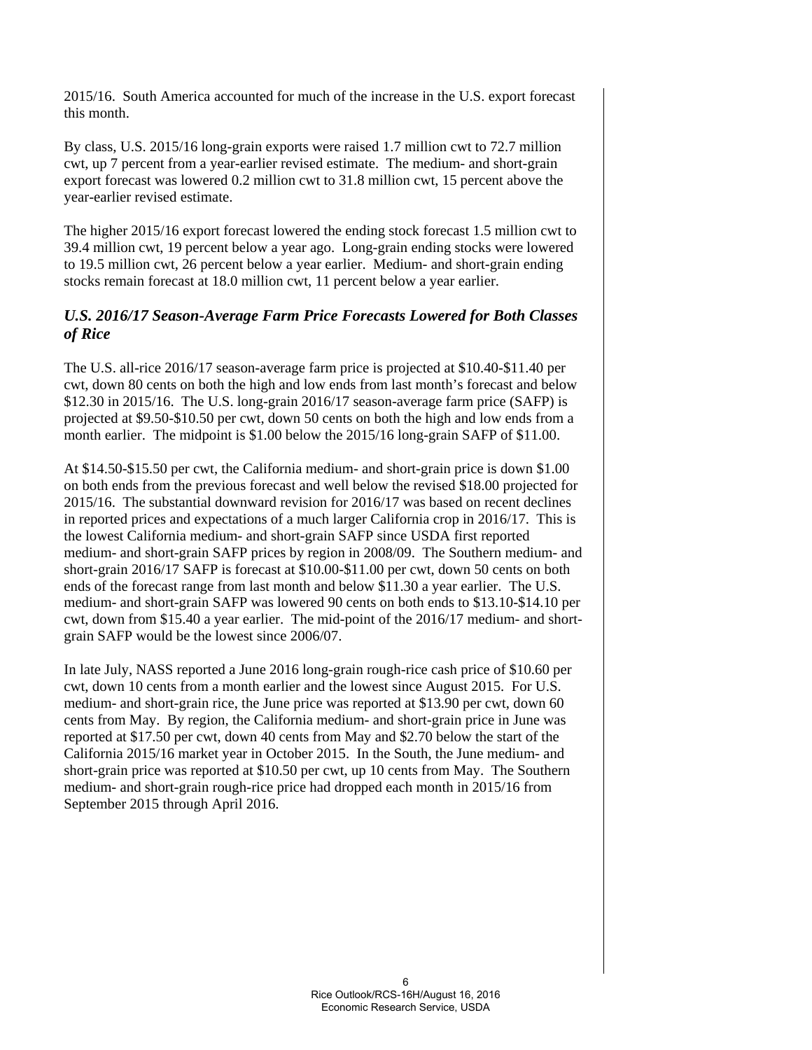2015/16. South America accounted for much of the increase in the U.S. export forecast this month.

By class, U.S. 2015/16 long-grain exports were raised 1.7 million cwt to 72.7 million cwt, up 7 percent from a year-earlier revised estimate. The medium- and short-grain export forecast was lowered 0.2 million cwt to 31.8 million cwt, 15 percent above the year-earlier revised estimate.

The higher 2015/16 export forecast lowered the ending stock forecast 1.5 million cwt to 39.4 million cwt, 19 percent below a year ago. Long-grain ending stocks were lowered to 19.5 million cwt, 26 percent below a year earlier. Medium- and short-grain ending stocks remain forecast at 18.0 million cwt, 11 percent below a year earlier.

### *U.S. 2016/17 Season-Average Farm Price Forecasts Lowered for Both Classes of Rice*

The U.S. all-rice 2016/17 season-average farm price is projected at $10.40-$11.40 per cwt, down 80 cents on both the high and low ends from last month's forecast and below $12.30 in 2015/16. The U.S. long-grain 2016/17 season-average farm price (SAFP) is projected at $9.50-$10.50 per cwt, down 50 cents on both the high and low ends from a month earlier. The midpoint is $1.00 below the 2015/16 long-grain SAFP of $11.00.

At $14.50-$15.50 per cwt, the California medium- and short-grain price is down $1.00 on both ends from the previous forecast and well below the revised $18.00 projected for 2015/16. The substantial downward revision for 2016/17 was based on recent declines in reported prices and expectations of a much larger California crop in 2016/17. This is the lowest California medium- and short-grain SAFP since USDA first reported medium- and short-grain SAFP prices by region in 2008/09. The Southern medium- and short-grain 2016/17 SAFP is forecast at $10.00-$11.00 per cwt, down 50 cents on both ends of the forecast range from last month and below $11.30 a year earlier. The U.S. medium- and short-grain SAFP was lowered 90 cents on both ends to $13.10-$14.10 per cwt, down from $15.40 a year earlier. The mid-point of the 2016/17 medium- and short-grain SAFP would be the lowest since 2006/07.

In late July, NASS reported a June 2016 long-grain rough-rice cash price of $10.60 per cwt, down 10 cents from a month earlier and the lowest since August 2015. For U.S. medium- and short-grain rice, the June price was reported at $13.90 per cwt, down 60 cents from May. By region, the California medium- and short-grain price in June was reported at $17.50 per cwt, down 40 cents from May and $2.70 below the start of the California 2015/16 market year in October 2015. In the South, the June medium- and short-grain price was reported at $10.50 per cwt, up 10 cents from May. The Southern medium- and short-grain rough-rice price had dropped each month in 2015/16 from September 2015 through April 2016.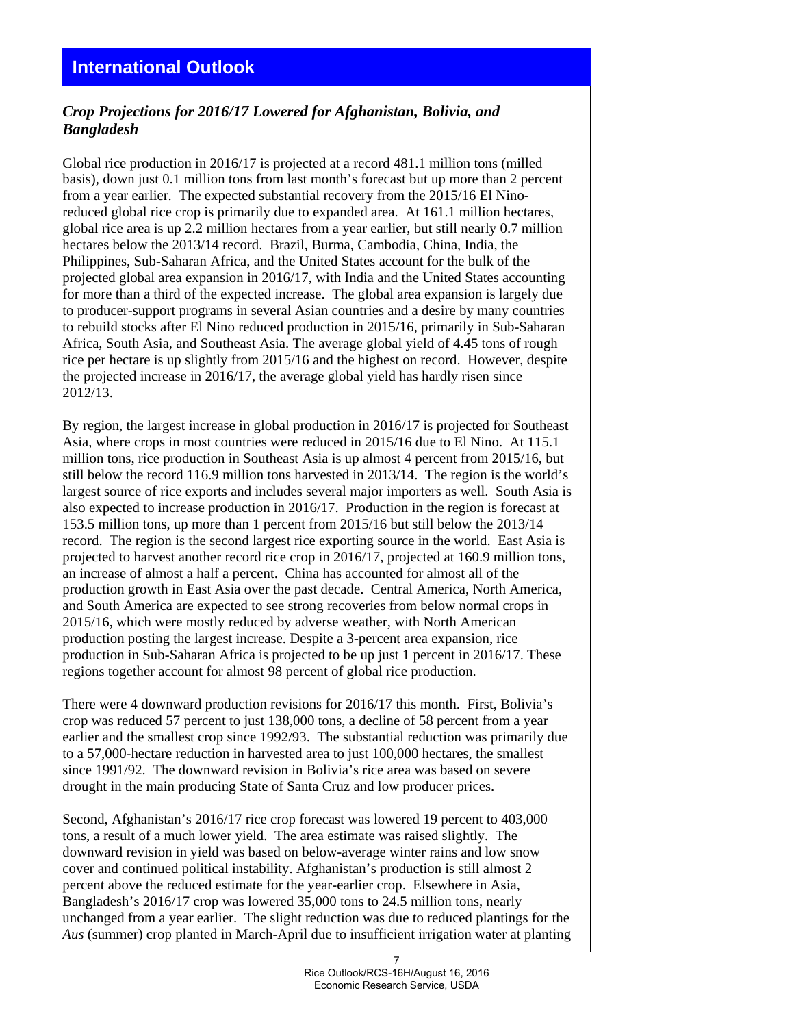# International Outlook

## *Crop Projections for 2016/17 Lowered for Afghanistan, Bolivia, and Bangladesh*

Global rice production in 2016/17 is projected at a record 481.1 million tons (milled basis), down just 0.1 million tons from last month's forecast but up more than 2 percent from a year earlier. The expected substantial recovery from the 2015/16 El Nino-reduced global rice crop is primarily due to expanded area. At 161.1 million hectares, global rice area is up 2.2 million hectares from a year earlier, but still nearly 0.7 million hectares below the 2013/14 record. Brazil, Burma, Cambodia, China, India, the Philippines, Sub-Saharan Africa, and the United States account for the bulk of the projected global area expansion in 2016/17, with India and the United States accounting for more than a third of the expected increase. The global area expansion is largely due to producer-support programs in several Asian countries and a desire by many countries to rebuild stocks after El Nino reduced production in 2015/16, primarily in Sub-Saharan Africa, South Asia, and Southeast Asia. The average global yield of 4.45 tons of rough rice per hectare is up slightly from 2015/16 and the highest on record. However, despite the projected increase in 2016/17, the average global yield has hardly risen since 2012/13.

By region, the largest increase in global production in 2016/17 is projected for Southeast Asia, where crops in most countries were reduced in 2015/16 due to El Nino. At 115.1 million tons, rice production in Southeast Asia is up almost 4 percent from 2015/16, but still below the record 116.9 million tons harvested in 2013/14. The region is the world's largest source of rice exports and includes several major importers as well. South Asia is also expected to increase production in 2016/17. Production in the region is forecast at 153.5 million tons, up more than 1 percent from 2015/16 but still below the 2013/14 record. The region is the second largest rice exporting source in the world. East Asia is projected to harvest another record rice crop in 2016/17, projected at 160.9 million tons, an increase of almost a half a percent. China has accounted for almost all of the production growth in East Asia over the past decade. Central America, North America, and South America are expected to see strong recoveries from below normal crops in 2015/16, which were mostly reduced by adverse weather, with North American production posting the largest increase. Despite a 3-percent area expansion, rice production in Sub-Saharan Africa is projected to be up just 1 percent in 2016/17. These regions together account for almost 98 percent of global rice production.

There were 4 downward production revisions for 2016/17 this month. First, Bolivia's crop was reduced 57 percent to just 138,000 tons, a decline of 58 percent from a year earlier and the smallest crop since 1992/93. The substantial reduction was primarily due to a 57,000-hectare reduction in harvested area to just 100,000 hectares, the smallest since 1991/92. The downward revision in Bolivia's rice area was based on severe drought in the main producing State of Santa Cruz and low producer prices.

Second, Afghanistan's 2016/17 rice crop forecast was lowered 19 percent to 403,000 tons, a result of a much lower yield. The area estimate was raised slightly. The downward revision in yield was based on below-average winter rains and low snow cover and continued political instability. Afghanistan's production is still almost 2 percent above the reduced estimate for the year-earlier crop. Elsewhere in Asia, Bangladesh's 2016/17 crop was lowered 35,000 tons to 24.5 million tons, nearly unchanged from a year earlier. The slight reduction was due to reduced plantings for the *Aus* (summer) crop planted in March-April due to insufficient irrigation water at planting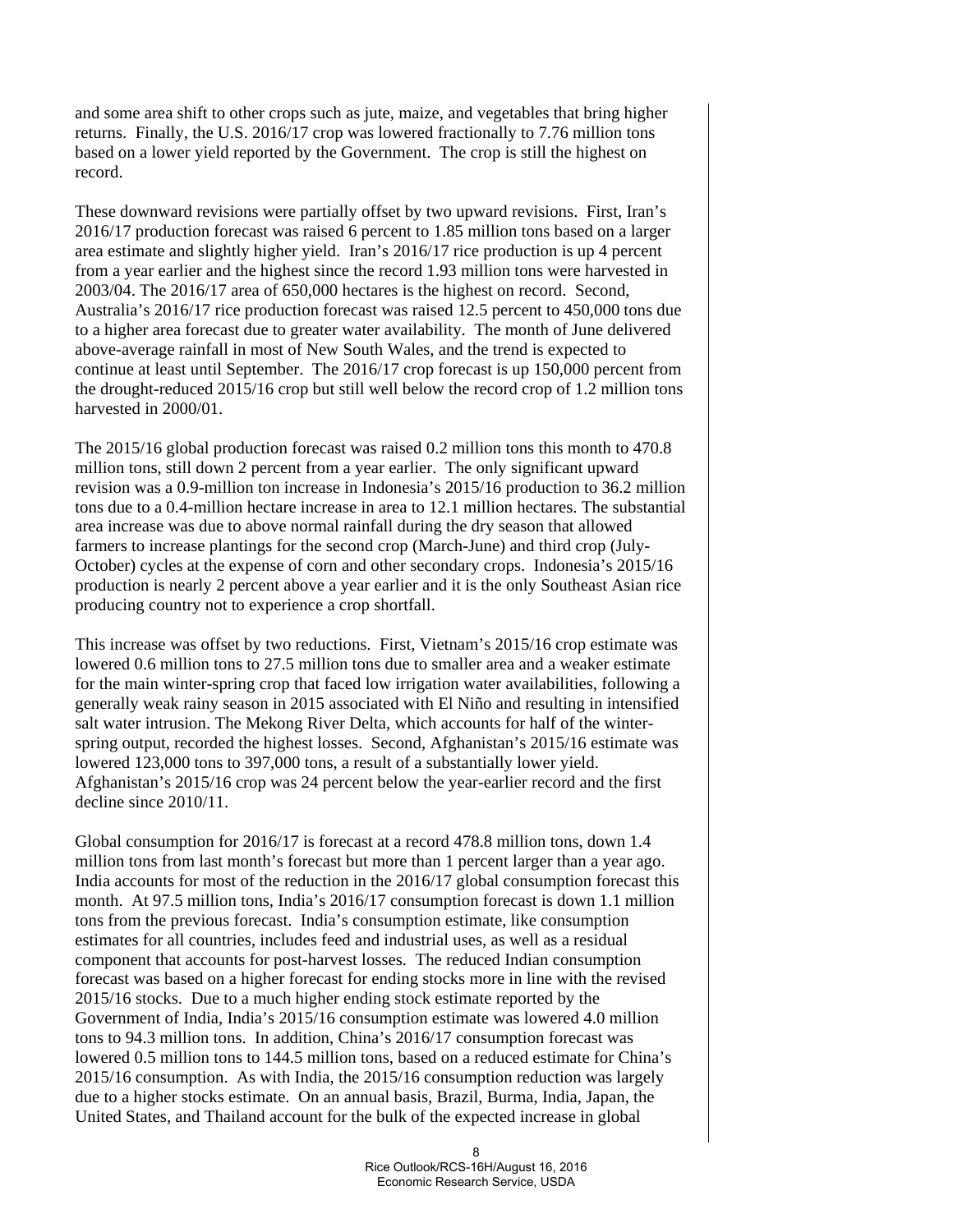and some area shift to other crops such as jute, maize, and vegetables that bring higher returns. Finally, the U.S. 2016/17 crop was lowered fractionally to 7.76 million tons based on a lower yield reported by the Government. The crop is still the highest on record.

These downward revisions were partially offset by two upward revisions. First, Iran's 2016/17 production forecast was raised 6 percent to 1.85 million tons based on a larger area estimate and slightly higher yield. Iran's 2016/17 rice production is up 4 percent from a year earlier and the highest since the record 1.93 million tons were harvested in 2003/04. The 2016/17 area of 650,000 hectares is the highest on record. Second, Australia's 2016/17 rice production forecast was raised 12.5 percent to 450,000 tons due to a higher area forecast due to greater water availability. The month of June delivered above-average rainfall in most of New South Wales, and the trend is expected to continue at least until September. The 2016/17 crop forecast is up 150,000 percent from the drought-reduced 2015/16 crop but still well below the record crop of 1.2 million tons harvested in 2000/01.

The 2015/16 global production forecast was raised 0.2 million tons this month to 470.8 million tons, still down 2 percent from a year earlier. The only significant upward revision was a 0.9-million ton increase in Indonesia's 2015/16 production to 36.2 million tons due to a 0.4-million hectare increase in area to 12.1 million hectares. The substantial area increase was due to above normal rainfall during the dry season that allowed farmers to increase plantings for the second crop (March-June) and third crop (July-October) cycles at the expense of corn and other secondary crops. Indonesia's 2015/16 production is nearly 2 percent above a year earlier and it is the only Southeast Asian rice producing country not to experience a crop shortfall.

This increase was offset by two reductions. First, Vietnam's 2015/16 crop estimate was lowered 0.6 million tons to 27.5 million tons due to smaller area and a weaker estimate for the main winter-spring crop that faced low irrigation water availabilities, following a generally weak rainy season in 2015 associated with El Niño and resulting in intensified salt water intrusion. The Mekong River Delta, which accounts for half of the winter-spring output, recorded the highest losses. Second, Afghanistan's 2015/16 estimate was lowered 123,000 tons to 397,000 tons, a result of a substantially lower yield. Afghanistan's 2015/16 crop was 24 percent below the year-earlier record and the first decline since 2010/11.

Global consumption for 2016/17 is forecast at a record 478.8 million tons, down 1.4 million tons from last month's forecast but more than 1 percent larger than a year ago. India accounts for most of the reduction in the 2016/17 global consumption forecast this month. At 97.5 million tons, India's 2016/17 consumption forecast is down 1.1 million tons from the previous forecast. India's consumption estimate, like consumption estimates for all countries, includes feed and industrial uses, as well as a residual component that accounts for post-harvest losses. The reduced Indian consumption forecast was based on a higher forecast for ending stocks more in line with the revised 2015/16 stocks. Due to a much higher ending stock estimate reported by the Government of India, India's 2015/16 consumption estimate was lowered 4.0 million tons to 94.3 million tons. In addition, China's 2016/17 consumption forecast was lowered 0.5 million tons to 144.5 million tons, based on a reduced estimate for China's 2015/16 consumption. As with India, the 2015/16 consumption reduction was largely due to a higher stocks estimate. On an annual basis, Brazil, Burma, India, Japan, the United States, and Thailand account for the bulk of the expected increase in global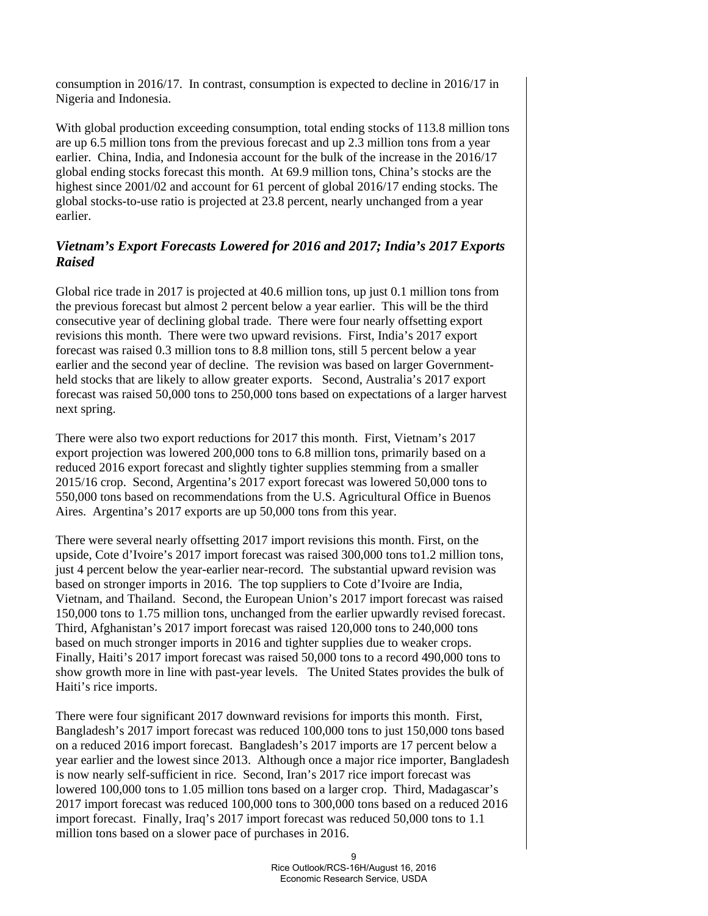consumption in 2016/17. In contrast, consumption is expected to decline in 2016/17 in Nigeria and Indonesia.

With global production exceeding consumption, total ending stocks of 113.8 million tons are up 6.5 million tons from the previous forecast and up 2.3 million tons from a year earlier. China, India, and Indonesia account for the bulk of the increase in the 2016/17 global ending stocks forecast this month. At 69.9 million tons, China's stocks are the highest since 2001/02 and account for 61 percent of global 2016/17 ending stocks. The global stocks-to-use ratio is projected at 23.8 percent, nearly unchanged from a year earlier.

## *Vietnam's Export Forecasts Lowered for 2016 and 2017; India's 2017 Exports Raised*

Global rice trade in 2017 is projected at 40.6 million tons, up just 0.1 million tons from the previous forecast but almost 2 percent below a year earlier. This will be the third consecutive year of declining global trade. There were four nearly offsetting export revisions this month. There were two upward revisions. First, India's 2017 export forecast was raised 0.3 million tons to 8.8 million tons, still 5 percent below a year earlier and the second year of decline. The revision was based on larger Government-held stocks that are likely to allow greater exports. Second, Australia's 2017 export forecast was raised 50,000 tons to 250,000 tons based on expectations of a larger harvest next spring.

There were also two export reductions for 2017 this month. First, Vietnam's 2017 export projection was lowered 200,000 tons to 6.8 million tons, primarily based on a reduced 2016 export forecast and slightly tighter supplies stemming from a smaller 2015/16 crop. Second, Argentina's 2017 export forecast was lowered 50,000 tons to 550,000 tons based on recommendations from the U.S. Agricultural Office in Buenos Aires. Argentina's 2017 exports are up 50,000 tons from this year.

There were several nearly offsetting 2017 import revisions this month. First, on the upside, Cote d'Ivoire's 2017 import forecast was raised 300,000 tons to1.2 million tons, just 4 percent below the year-earlier near-record. The substantial upward revision was based on stronger imports in 2016. The top suppliers to Cote d'Ivoire are India, Vietnam, and Thailand. Second, the European Union's 2017 import forecast was raised 150,000 tons to 1.75 million tons, unchanged from the earlier upwardly revised forecast. Third, Afghanistan's 2017 import forecast was raised 120,000 tons to 240,000 tons based on much stronger imports in 2016 and tighter supplies due to weaker crops. Finally, Haiti's 2017 import forecast was raised 50,000 tons to a record 490,000 tons to show growth more in line with past-year levels. The United States provides the bulk of Haiti's rice imports.

There were four significant 2017 downward revisions for imports this month. First, Bangladesh's 2017 import forecast was reduced 100,000 tons to just 150,000 tons based on a reduced 2016 import forecast. Bangladesh's 2017 imports are 17 percent below a year earlier and the lowest since 2013. Although once a major rice importer, Bangladesh is now nearly self-sufficient in rice. Second, Iran's 2017 rice import forecast was lowered 100,000 tons to 1.05 million tons based on a larger crop. Third, Madagascar's 2017 import forecast was reduced 100,000 tons to 300,000 tons based on a reduced 2016 import forecast. Finally, Iraq's 2017 import forecast was reduced 50,000 tons to 1.1 million tons based on a slower pace of purchases in 2016.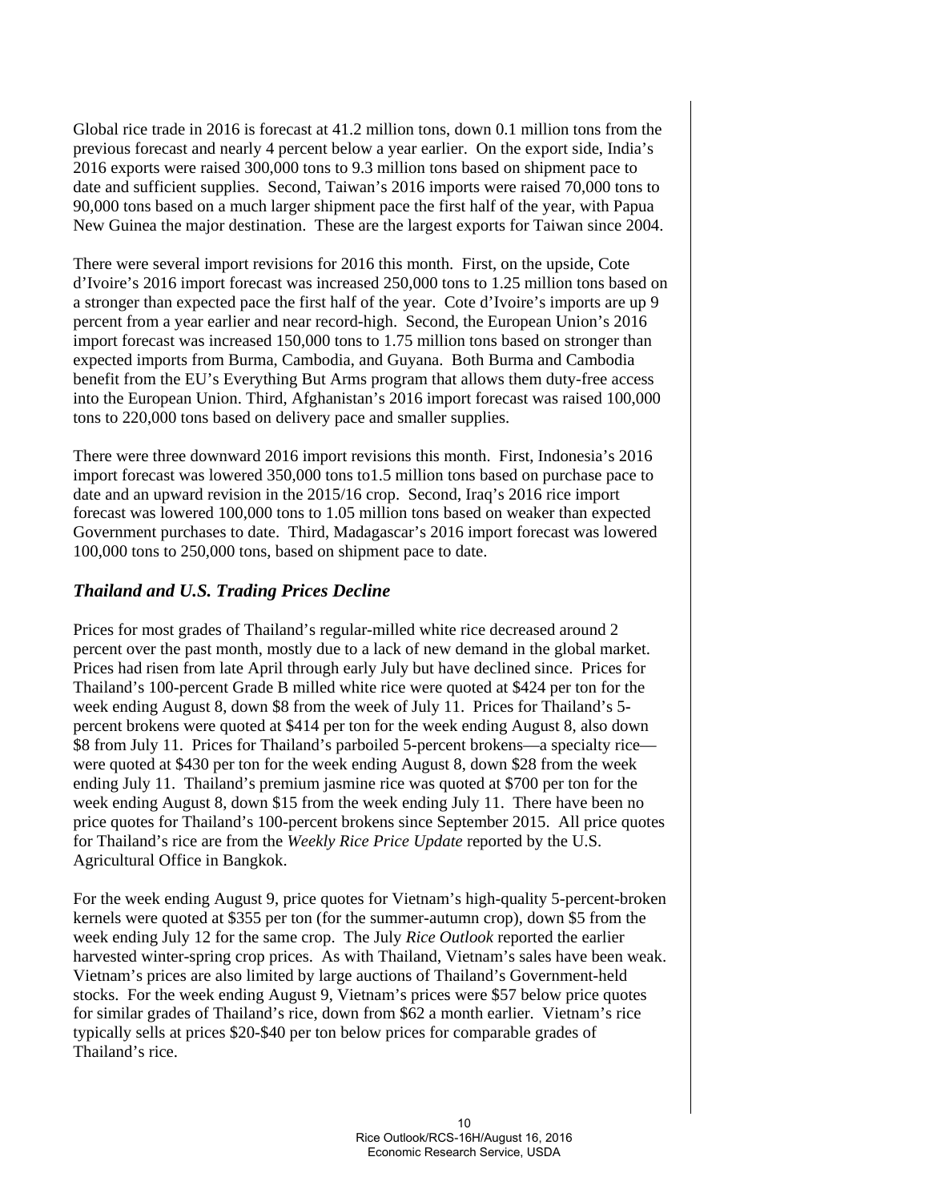Global rice trade in 2016 is forecast at 41.2 million tons, down 0.1 million tons from the previous forecast and nearly 4 percent below a year earlier. On the export side, India's 2016 exports were raised 300,000 tons to 9.3 million tons based on shipment pace to date and sufficient supplies. Second, Taiwan's 2016 imports were raised 70,000 tons to 90,000 tons based on a much larger shipment pace the first half of the year, with Papua New Guinea the major destination. These are the largest exports for Taiwan since 2004.

There were several import revisions for 2016 this month. First, on the upside, Cote d'Ivoire's 2016 import forecast was increased 250,000 tons to 1.25 million tons based on a stronger than expected pace the first half of the year. Cote d'Ivoire's imports are up 9 percent from a year earlier and near record-high. Second, the European Union's 2016 import forecast was increased 150,000 tons to 1.75 million tons based on stronger than expected imports from Burma, Cambodia, and Guyana. Both Burma and Cambodia benefit from the EU's Everything But Arms program that allows them duty-free access into the European Union. Third, Afghanistan's 2016 import forecast was raised 100,000 tons to 220,000 tons based on delivery pace and smaller supplies.

There were three downward 2016 import revisions this month. First, Indonesia's 2016 import forecast was lowered 350,000 tons to1.5 million tons based on purchase pace to date and an upward revision in the 2015/16 crop. Second, Iraq's 2016 rice import forecast was lowered 100,000 tons to 1.05 million tons based on weaker than expected Government purchases to date. Third, Madagascar's 2016 import forecast was lowered 100,000 tons to 250,000 tons, based on shipment pace to date.

### *Thailand and U.S. Trading Prices Decline*

Prices for most grades of Thailand's regular-milled white rice decreased around 2 percent over the past month, mostly due to a lack of new demand in the global market. Prices had risen from late April through early July but have declined since. Prices for Thailand's 100-percent Grade B milled white rice were quoted at $424 per ton for the week ending August 8, down $8 from the week of July 11. Prices for Thailand's 5-percent brokens were quoted at $414 per ton for the week ending August 8, also down $8 from July 11. Prices for Thailand's parboiled 5-percent brokens—a specialty rice—were quoted at $430 per ton for the week ending August 8, down $28 from the week ending July 11. Thailand's premium jasmine rice was quoted at $700 per ton for the week ending August 8, down $15 from the week ending July 11. There have been no price quotes for Thailand's 100-percent brokens since September 2015. All price quotes for Thailand's rice are from the *Weekly Rice Price Update* reported by the U.S. Agricultural Office in Bangkok.

For the week ending August 9, price quotes for Vietnam's high-quality 5-percent-broken kernels were quoted at $355 per ton (for the summer-autumn crop), down $5 from the week ending July 12 for the same crop. The July *Rice Outlook* reported the earlier harvested winter-spring crop prices. As with Thailand, Vietnam's sales have been weak. Vietnam's prices are also limited by large auctions of Thailand's Government-held stocks. For the week ending August 9, Vietnam's prices were $57 below price quotes for similar grades of Thailand's rice, down from $62 a month earlier. Vietnam's rice typically sells at prices $20-$40 per ton below prices for comparable grades of Thailand's rice.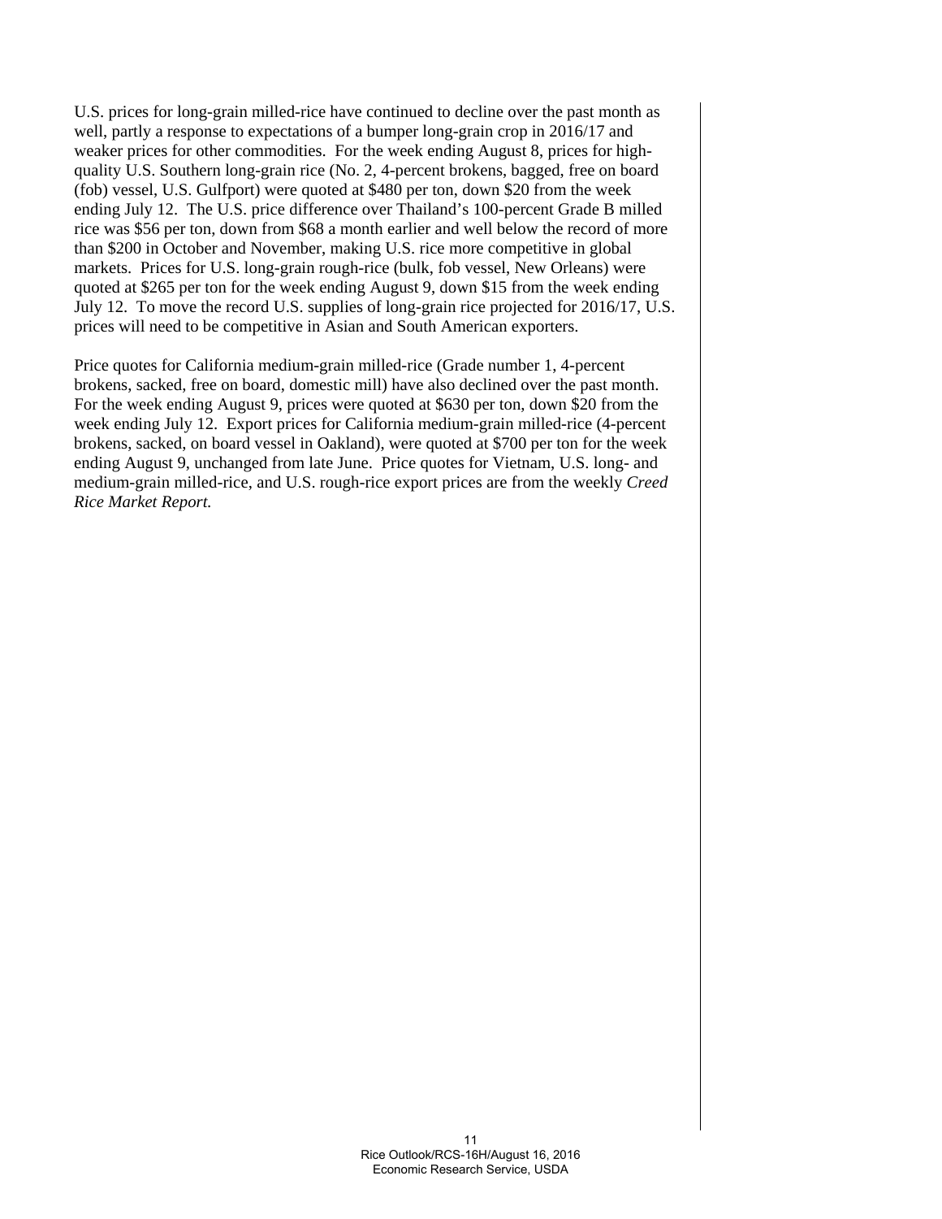U.S. prices for long-grain milled-rice have continued to decline over the past month as well, partly a response to expectations of a bumper long-grain crop in 2016/17 and weaker prices for other commodities. For the week ending August 8, prices for high-quality U.S. Southern long-grain rice (No. 2, 4-percent brokens, bagged, free on board (fob) vessel, U.S. Gulfport) were quoted at $480 per ton, down $20 from the week ending July 12. The U.S. price difference over Thailand's 100-percent Grade B milled rice was $56 per ton, down from $68 a month earlier and well below the record of more than $200 in October and November, making U.S. rice more competitive in global markets. Prices for U.S. long-grain rough-rice (bulk, fob vessel, New Orleans) were quoted at $265 per ton for the week ending August 9, down $15 from the week ending July 12. To move the record U.S. supplies of long-grain rice projected for 2016/17, U.S. prices will need to be competitive in Asian and South American exporters.

Price quotes for California medium-grain milled-rice (Grade number 1, 4-percent brokens, sacked, free on board, domestic mill) have also declined over the past month. For the week ending August 9, prices were quoted at $630 per ton, down $20 from the week ending July 12. Export prices for California medium-grain milled-rice (4-percent brokens, sacked, on board vessel in Oakland), were quoted at $700 per ton for the week ending August 9, unchanged from late June. Price quotes for Vietnam, U.S. long- and medium-grain milled-rice, and U.S. rough-rice export prices are from the weekly *Creed Rice Market Report.*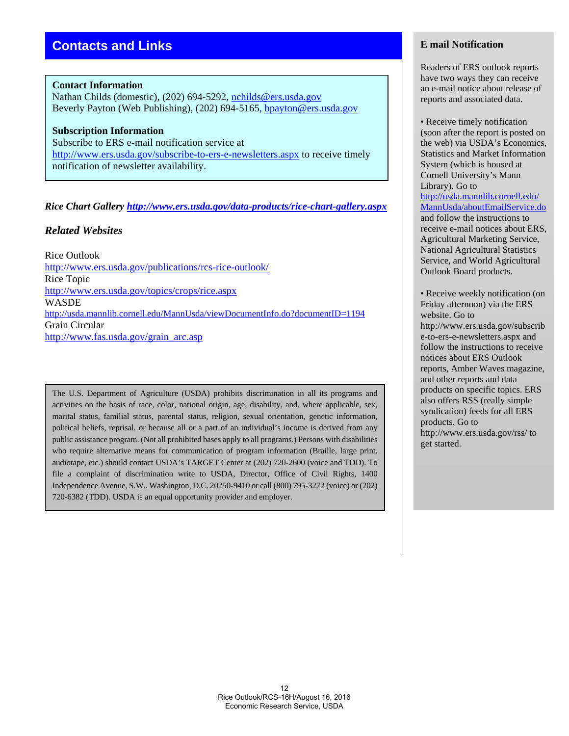## Contacts and Links

**Contact Information**

Nathan Childs (domestic), (202) 694-5292, nchilds@ers.usda.gov
Beverly Payton (Web Publishing), (202) 694-5165, bpayton@ers.usda.gov

**Subscription Information**

Subscribe to ERS e-mail notification service at http://www.ers.usda.gov/subscribe-to-ers-e-newsletters.aspx to receive timely notification of newsletter availability.

***Rice Chart Gallery http://www.ers.usda.gov/data-products/rice-chart-gallery.aspx***

### *Related Websites*

Rice Outlook
http://www.ers.usda.gov/publications/rcs-rice-outlook/
Rice Topic
http://www.ers.usda.gov/topics/crops/rice.aspx
WASDE
http://usda.mannlib.cornell.edu/MannUsda/viewDocumentInfo.do?documentID=1194
Grain Circular
http://www.fas.usda.gov/grain_arc.asp

The U.S. Department of Agriculture (USDA) prohibits discrimination in all its programs and activities on the basis of race, color, national origin, age, disability, and, where applicable, sex, marital status, familial status, parental status, religion, sexual orientation, genetic information, political beliefs, reprisal, or because all or a part of an individual's income is derived from any public assistance program. (Not all prohibited bases apply to all programs.) Persons with disabilities who require alternative means for communication of program information (Braille, large print, audiotape, etc.) should contact USDA's TARGET Center at (202) 720-2600 (voice and TDD). To file a complaint of discrimination write to USDA, Director, Office of Civil Rights, 1400 Independence Avenue, S.W., Washington, D.C. 20250-9410 or call (800) 795-3272 (voice) or (202) 720-6382 (TDD). USDA is an equal opportunity provider and employer.

### E mail Notification

Readers of ERS outlook reports have two ways they can receive an e-mail notice about release of reports and associated data.

- Receive timely notification (soon after the report is posted on the web) via USDA's Economics, Statistics and Market Information System (which is housed at Cornell University's Mann Library). Go to http://usda.mannlib.cornell.edu/MannUsda/aboutEmailService.do and follow the instructions to receive e-mail notices about ERS, Agricultural Marketing Service, National Agricultural Statistics Service, and World Agricultural Outlook Board products.

- Receive weekly notification (on Friday afternoon) via the ERS website. Go to http://www.ers.usda.gov/subscribe-to-ers-e-newsletters.aspx and follow the instructions to receive notices about ERS Outlook reports, Amber Waves magazine, and other reports and data products on specific topics. ERS also offers RSS (really simple syndication) feeds for all ERS products. Go to http://www.ers.usda.gov/rss/ to get started.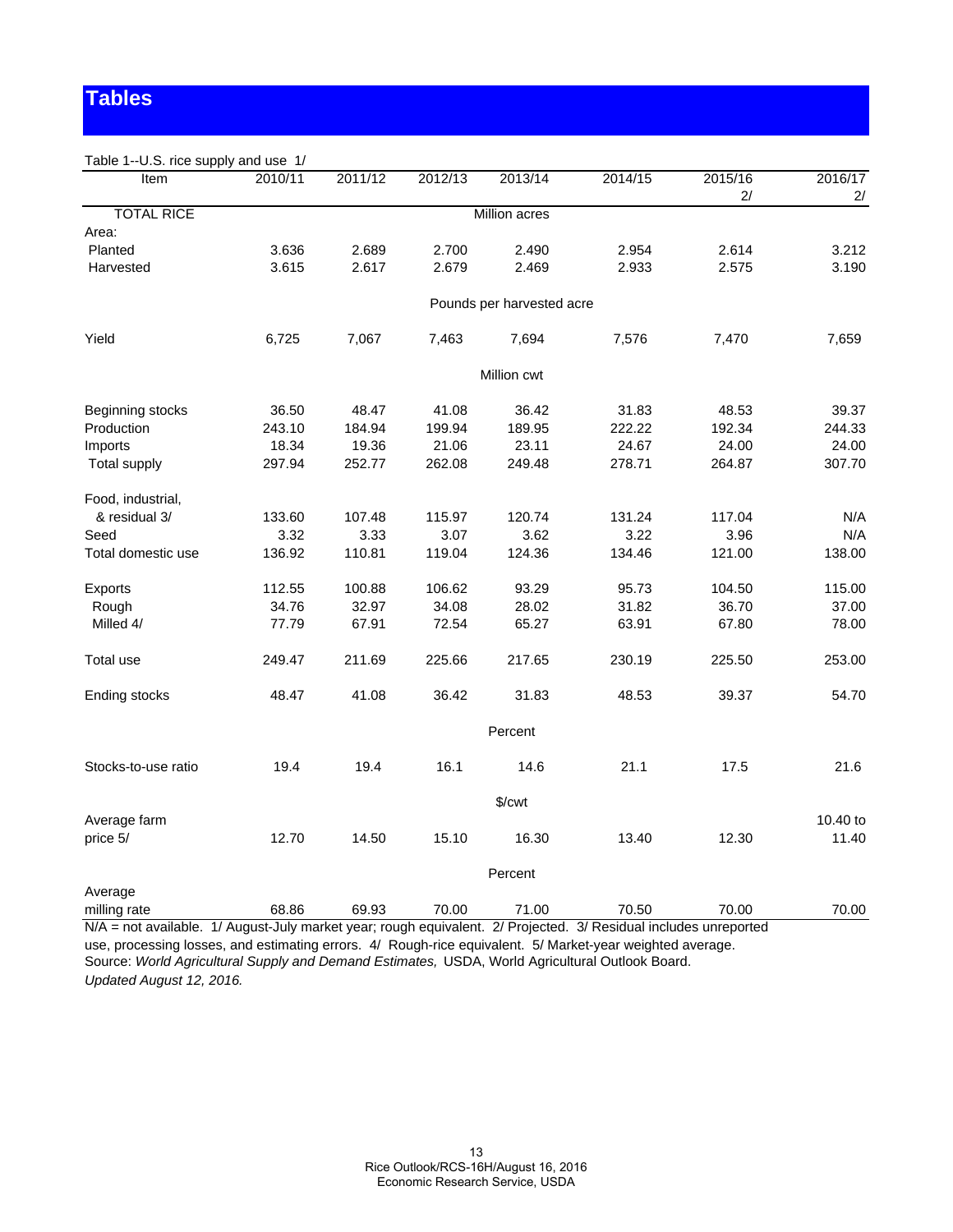# Tables

Table 1--U.S. rice supply and use 1/

| Item | 2010/11 | 2011/12 | 2012/13 | 2013/14 | 2014/15 | 2015/16 2/ | 2016/17 2/ |
|---|---|---|---|---|---|---|---|
| TOTAL RICE | | | | Million acres | | | |
| Area: | | | | | | | |
| Planted | 3.636 | 2.689 | 2.700 | 2.490 | 2.954 | 2.614 | 3.212 |
| Harvested | 3.615 | 2.617 | 2.679 | 2.469 | 2.933 | 2.575 | 3.190 |
| | | | | Pounds per harvested acre | | | |
| Yield | 6,725 | 7,067 | 7,463 | 7,694 | 7,576 | 7,470 | 7,659 |
| | | | | Million cwt | | | |
| Beginning stocks | 36.50 | 48.47 | 41.08 | 36.42 | 31.83 | 48.53 | 39.37 |
| Production | 243.10 | 184.94 | 199.94 | 189.95 | 222.22 | 192.34 | 244.33 |
| Imports | 18.34 | 19.36 | 21.06 | 23.11 | 24.67 | 24.00 | 24.00 |
| Total supply | 297.94 | 252.77 | 262.08 | 249.48 | 278.71 | 264.87 | 307.70 |
| Food, industrial, & residual 3/ | 133.60 | 107.48 | 115.97 | 120.74 | 131.24 | 117.04 | N/A |
| Seed | 3.32 | 3.33 | 3.07 | 3.62 | 3.22 | 3.96 | N/A |
| Total domestic use | 136.92 | 110.81 | 119.04 | 124.36 | 134.46 | 121.00 | 138.00 |
| Exports | 112.55 | 100.88 | 106.62 | 93.29 | 95.73 | 104.50 | 115.00 |
| Rough | 34.76 | 32.97 | 34.08 | 28.02 | 31.82 | 36.70 | 37.00 |
| Milled 4/ | 77.79 | 67.91 | 72.54 | 65.27 | 63.91 | 67.80 | 78.00 |
| Total use | 249.47 | 211.69 | 225.66 | 217.65 | 230.19 | 225.50 | 253.00 |
| Ending stocks | 48.47 | 41.08 | 36.42 | 31.83 | 48.53 | 39.37 | 54.70 |
| | | | | Percent | | | |
| Stocks-to-use ratio | 19.4 | 19.4 | 16.1 | 14.6 | 21.1 | 17.5 | 21.6 |
| | | | | $/cwt | | | |
| Average farm price 5/ | 12.70 | 14.50 | 15.10 | 16.30 | 13.40 | 12.30 | 10.40 to 11.40 |
| | | | | Percent | | | |
| Average milling rate | 68.86 | 69.93 | 70.00 | 71.00 | 70.50 | 70.00 | 70.00 |

N/A = not available. 1/ August-July market year; rough equivalent. 2/ Projected. 3/ Residual includes unreported use, processing losses, and estimating errors. 4/ Rough-rice equivalent. 5/ Market-year weighted average.
Source: *World Agricultural Supply and Demand Estimates,* USDA, World Agricultural Outlook Board.
*Updated August 12, 2016.*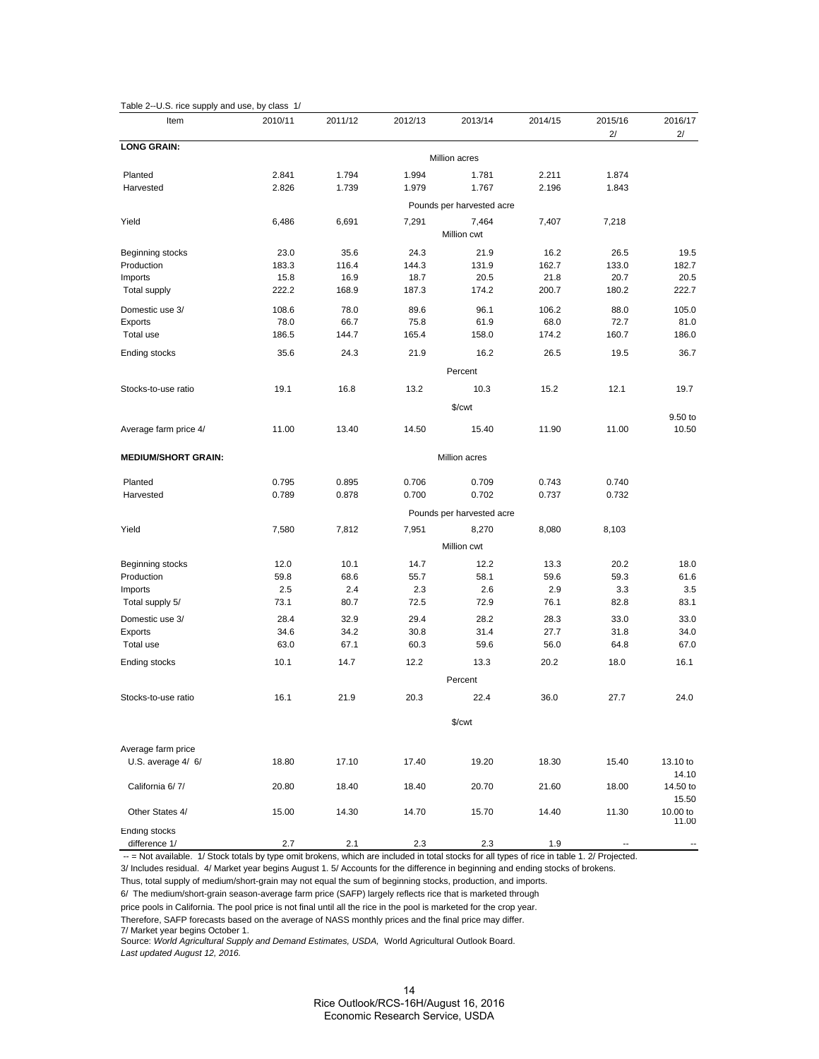Table 2--U.S. rice supply and use, by class 1/

| Item | 2010/11 | 2011/12 | 2012/13 | 2013/14 | 2014/15 | 2015/16 2/ | 2016/17 2/ |
|---|---|---|---|---|---|---|---|
| **LONG GRAIN:** | | | | | | | |
| | | | | Million acres | | | |
| Planted | 2.841 | 1.794 | 1.994 | 1.781 | 2.211 | 1.874 | |
| Harvested | 2.826 | 1.739 | 1.979 | 1.767 | 2.196 | 1.843 | |
| | | | | Pounds per harvested acre | | | |
| Yield | 6,486 | 6,691 | 7,291 | 7,464 | 7,407 | 7,218 | |
| | | | | Million cwt | | | |
| Beginning stocks | 23.0 | 35.6 | 24.3 | 21.9 | 16.2 | 26.5 | 19.5 |
| Production | 183.3 | 116.4 | 144.3 | 131.9 | 162.7 | 133.0 | 182.7 |
| Imports | 15.8 | 16.9 | 18.7 | 20.5 | 21.8 | 20.7 | 20.5 |
| Total supply | 222.2 | 168.9 | 187.3 | 174.2 | 200.7 | 180.2 | 222.7 |
| Domestic use 3/ | 108.6 | 78.0 | 89.6 | 96.1 | 106.2 | 88.0 | 105.0 |
| Exports | 78.0 | 66.7 | 75.8 | 61.9 | 68.0 | 72.7 | 81.0 |
| Total use | 186.5 | 144.7 | 165.4 | 158.0 | 174.2 | 160.7 | 186.0 |
| Ending stocks | 35.6 | 24.3 | 21.9 | 16.2 | 26.5 | 19.5 | 36.7 |
| | | | | Percent | | | |
| Stocks-to-use ratio | 19.1 | 16.8 | 13.2 | 10.3 | 15.2 | 12.1 | 19.7 |
| | | | | $/cwt | | | |
| Average farm price 4/ | 11.00 | 13.40 | 14.50 | 15.40 | 11.90 | 11.00 | 9.50 to 10.50 |
| **MEDIUM/SHORT GRAIN:** | | | | Million acres | | | |
| Planted | 0.795 | 0.895 | 0.706 | 0.709 | 0.743 | 0.740 | |
| Harvested | 0.789 | 0.878 | 0.700 | 0.702 | 0.737 | 0.732 | |
| | | | | Pounds per harvested acre | | | |
| Yield | 7,580 | 7,812 | 7,951 | 8,270 | 8,080 | 8,103 | |
| | | | | Million cwt | | | |
| Beginning stocks | 12.0 | 10.1 | 14.7 | 12.2 | 13.3 | 20.2 | 18.0 |
| Production | 59.8 | 68.6 | 55.7 | 58.1 | 59.6 | 59.3 | 61.6 |
| Imports | 2.5 | 2.4 | 2.3 | 2.6 | 2.9 | 3.3 | 3.5 |
| Total supply 5/ | 73.1 | 80.7 | 72.5 | 72.9 | 76.1 | 82.8 | 83.1 |
| Domestic use 3/ | 28.4 | 32.9 | 29.4 | 28.2 | 28.3 | 33.0 | 33.0 |
| Exports | 34.6 | 34.2 | 30.8 | 31.4 | 27.7 | 31.8 | 34.0 |
| Total use | 63.0 | 67.1 | 60.3 | 59.6 | 56.0 | 64.8 | 67.0 |
| Ending stocks | 10.1 | 14.7 | 12.2 | 13.3 | 20.2 | 18.0 | 16.1 |
| | | | | Percent | | | |
| Stocks-to-use ratio | 16.1 | 21.9 | 20.3 | 22.4 | 36.0 | 27.7 | 24.0 |
| | | | | $/cwt | | | |
| Average farm price | | | | | | | |
| U.S. average 4/ 6/ | 18.80 | 17.10 | 17.40 | 19.20 | 18.30 | 15.40 | 13.10 to 14.10 |
| California 6/ 7/ | 20.80 | 18.40 | 18.40 | 20.70 | 21.60 | 18.00 | 14.50 to 15.50 |
| Other States 4/ | 15.00 | 14.30 | 14.70 | 15.70 | 14.40 | 11.30 | 10.00 to 11.00 |
| Ending stocks difference 1/ | 2.7 | 2.1 | 2.3 | 2.3 | 1.9 | -- | -- |

-- = Not available. 1/ Stock totals by type omit brokens, which are included in total stocks for all types of rice in table 1. 2/ Projected.
3/ Includes residual. 4/ Market year begins August 1. 5/ Accounts for the difference in beginning and ending stocks of brokens.
Thus, total supply of medium/short-grain may not equal the sum of beginning stocks, production, and imports.
6/ The medium/short-grain season-average farm price (SAFP) largely reflects rice that is marketed through
price pools in California. The pool price is not final until all the rice in the pool is marketed for the crop year.
Therefore, SAFP forecasts based on the average of NASS monthly prices and the final price may differ.
7/ Market year begins October 1.
Source: *World Agricultural Supply and Demand Estimates, USDA,* World Agricultural Outlook Board.
*Last updated August 12, 2016.*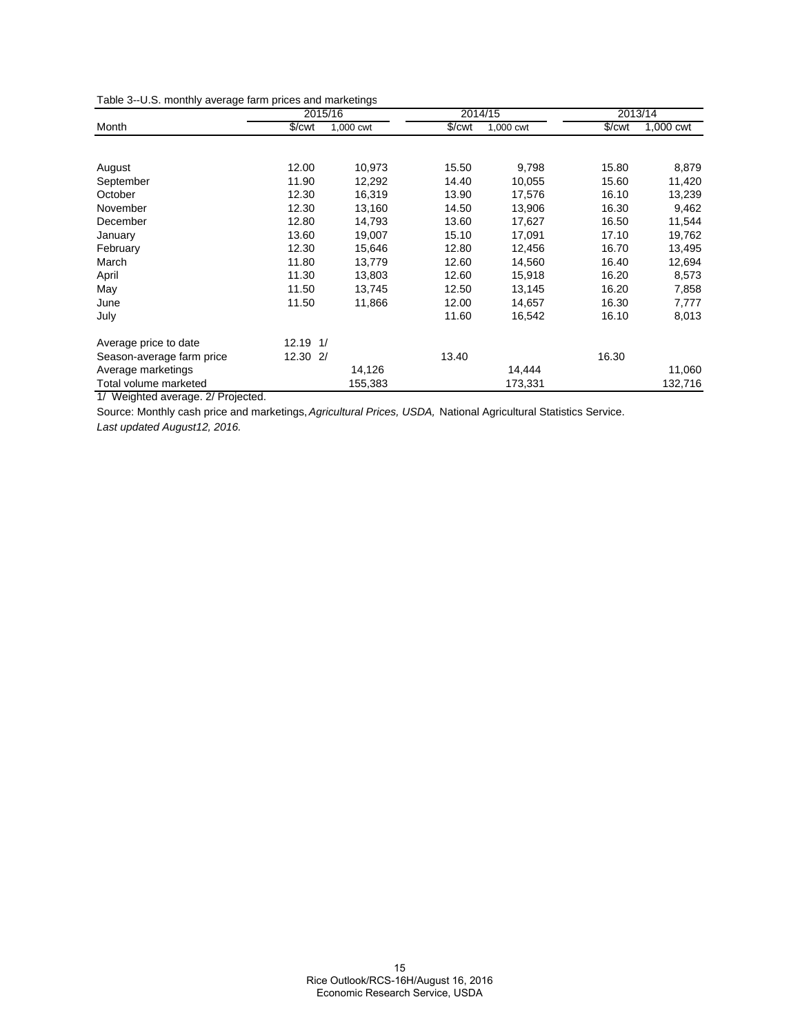Table 3--U.S. monthly average farm prices and marketings

| Month | 2015/16 | | 2014/15 | | 2013/14 | |
|---|---|---|---|---|---|---|
| | $/cwt | 1,000 cwt | $/cwt | 1,000 cwt | $/cwt | 1,000 cwt |
| August | 12.00 | 10,973 | 15.50 | 9,798 | 15.80 | 8,879 |
| September | 11.90 | 12,292 | 14.40 | 10,055 | 15.60 | 11,420 |
| October | 12.30 | 16,319 | 13.90 | 17,576 | 16.10 | 13,239 |
| November | 12.30 | 13,160 | 14.50 | 13,906 | 16.30 | 9,462 |
| December | 12.80 | 14,793 | 13.60 | 17,627 | 16.50 | 11,544 |
| January | 13.60 | 19,007 | 15.10 | 17,091 | 17.10 | 19,762 |
| February | 12.30 | 15,646 | 12.80 | 12,456 | 16.70 | 13,495 |
| March | 11.80 | 13,779 | 12.60 | 14,560 | 16.40 | 12,694 |
| April | 11.30 | 13,803 | 12.60 | 15,918 | 16.20 | 8,573 |
| May | 11.50 | 13,745 | 12.50 | 13,145 | 16.20 | 7,858 |
| June | 11.50 | 11,866 | 12.00 | 14,657 | 16.30 | 7,777 |
| July | | | 11.60 | 16,542 | 16.10 | 8,013 |
| Average price to date | 12.19 1/ | | | | | |
| Season-average farm price | 12.30 2/ | | 13.40 | | 16.30 | |
| Average marketings | | 14,126 | | 14,444 | | 11,060 |
| Total volume marketed | | 155,383 | | 173,331 | | 132,716 |

1/ Weighted average. 2/ Projected.

Source: Monthly cash price and marketings, *Agricultural Prices, USDA,* National Agricultural Statistics Service.

*Last updated August12, 2016.*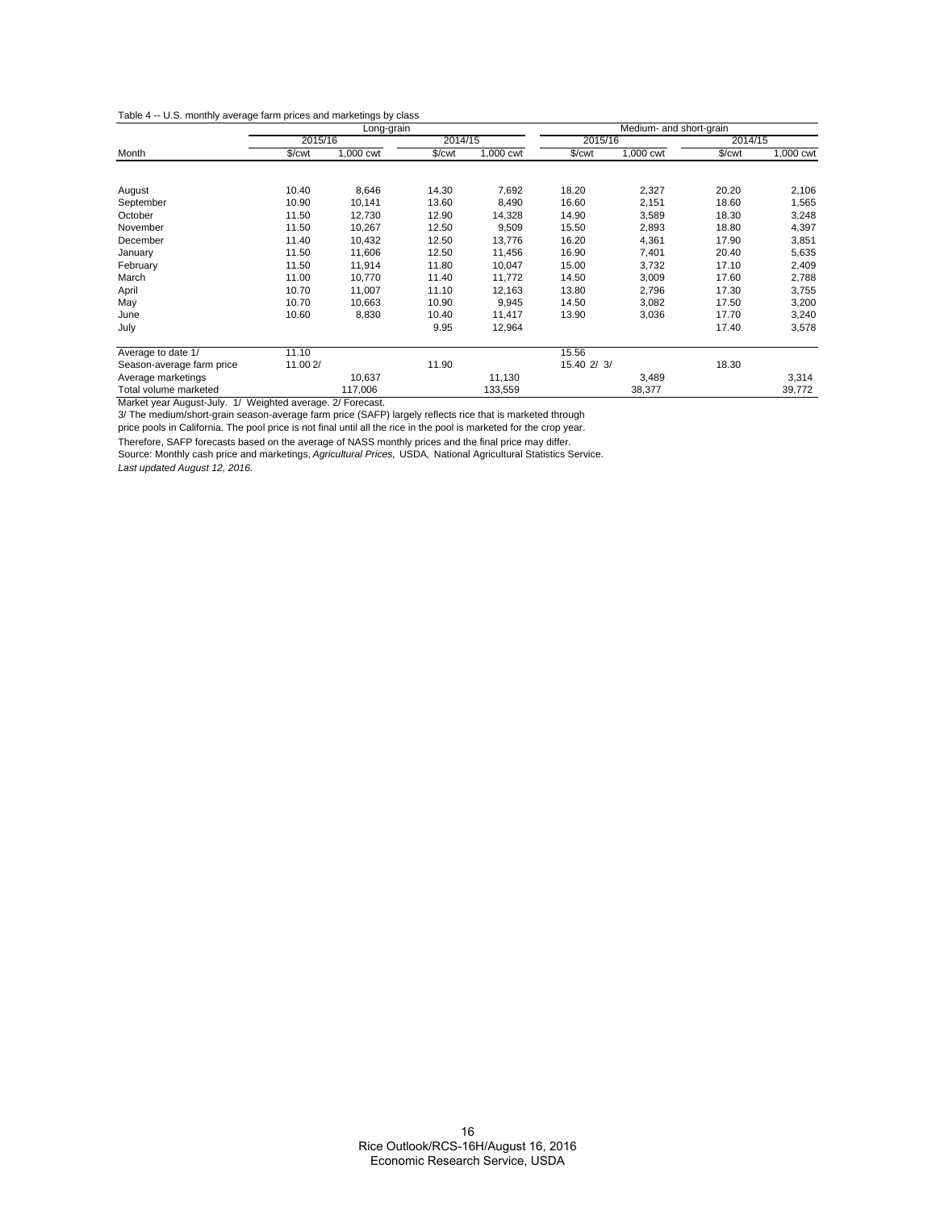Table 4 -- U.S. monthly average farm prices and marketings by class

| | Long-grain | | | | Medium- and short-grain | | | |
|---|---|---|---|---|---|---|---|---|
| | 2015/16 | | 2014/15 | | 2015/16 | | 2014/15 | |
| Month | $/cwt | 1,000 cwt | $/cwt | 1,000 cwt | $/cwt | 1,000 cwt | $/cwt | 1,000 cwt |
| August | 10.40 | 8,646 | 14.30 | 7,692 | 18.20 | 2,327 | 20.20 | 2,106 |
| September | 10.90 | 10,141 | 13.60 | 8,490 | 16.60 | 2,151 | 18.60 | 1,565 |
| October | 11.50 | 12,730 | 12.90 | 14,328 | 14.90 | 3,589 | 18.30 | 3,248 |
| November | 11.50 | 10,267 | 12.50 | 9,509 | 15.50 | 2,893 | 18.80 | 4,397 |
| December | 11.40 | 10,432 | 12.50 | 13,776 | 16.20 | 4,361 | 17.90 | 3,851 |
| January | 11.50 | 11,606 | 12.50 | 11,456 | 16.90 | 7,401 | 20.40 | 5,635 |
| February | 11.50 | 11,914 | 11.80 | 10,047 | 15.00 | 3,732 | 17.10 | 2,409 |
| March | 11.00 | 10,770 | 11.40 | 11,772 | 14.50 | 3,009 | 17.60 | 2,788 |
| April | 10.70 | 11,007 | 11.10 | 12,163 | 13.80 | 2,796 | 17.30 | 3,755 |
| May | 10.70 | 10,663 | 10.90 | 9,945 | 14.50 | 3,082 | 17.50 | 3,200 |
| June | 10.60 | 8,830 | 10.40 | 11,417 | 13.90 | 3,036 | 17.70 | 3,240 |
| July | | | 9.95 | 12,964 | | | 17.40 | 3,578 |
| Average to date 1/ | 11.10 | | | | 15.56 | | | |
| Season-average farm price | 11.00 2/ | | 11.90 | | 15.40 2/ 3/ | | 18.30 | |
| Average marketings | | 10,637 | | 11,130 | | 3,489 | | 3,314 |
| Total volume marketed | | 117,006 | | 133,559 | | 38,377 | | 39,772 |

Market year August-July. 1/ Weighted average. 2/ Forecast.

3/ The medium/short-grain season-average farm price (SAFP) largely reflects rice that is marketed through price pools in California. The pool price is not final until all the rice in the pool is marketed for the crop year. Therefore, SAFP forecasts based on the average of NASS monthly prices and the final price may differ.

Source: Monthly cash price and marketings, *Agricultural Prices,* USDA, National Agricultural Statistics Service.

*Last updated August 12, 2016.*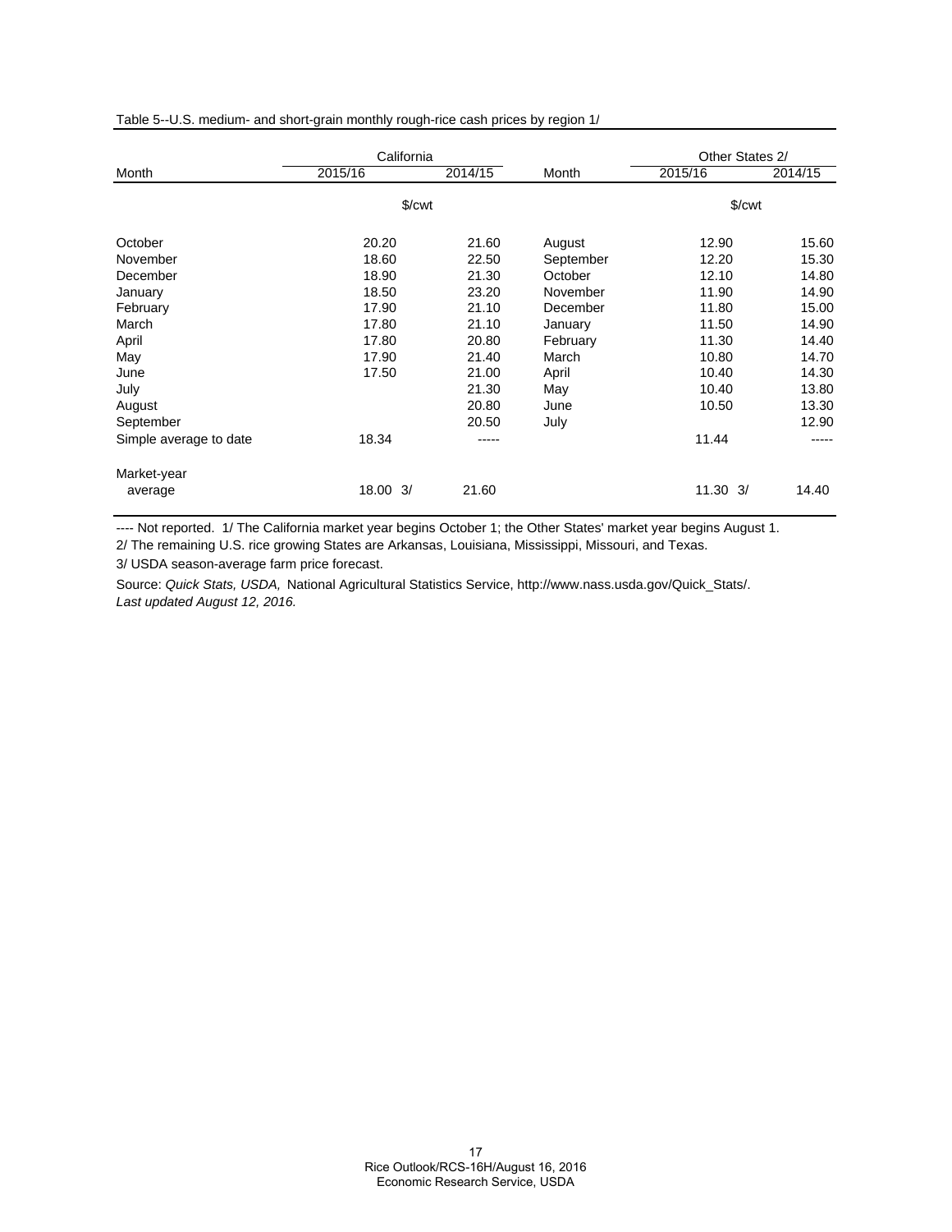Table 5--U.S. medium- and short-grain monthly rough-rice cash prices by region 1/

| Month | California 2015/16 | California 2014/15 | Month | Other States 2/ 2015/16 | Other States 2/ 2014/15 |
|---|---|---|---|---|---|
| | $/cwt | | | $/cwt | |
| October | 20.20 | 21.60 | August | 12.90 | 15.60 |
| November | 18.60 | 22.50 | September | 12.20 | 15.30 |
| December | 18.90 | 21.30 | October | 12.10 | 14.80 |
| January | 18.50 | 23.20 | November | 11.90 | 14.90 |
| February | 17.90 | 21.10 | December | 11.80 | 15.00 |
| March | 17.80 | 21.10 | January | 11.50 | 14.90 |
| April | 17.80 | 20.80 | February | 11.30 | 14.40 |
| May | 17.90 | 21.40 | March | 10.80 | 14.70 |
| June | 17.50 | 21.00 | April | 10.40 | 14.30 |
| July | | 21.30 | May | 10.40 | 13.80 |
| August | | 20.80 | June | 10.50 | 13.30 |
| September | | 20.50 | July | | 12.90 |
| Simple average to date | 18.34 | ----- | | 11.44 | ----- |
| Market-year average | 18.00 3/ | 21.60 | | 11.30 3/ | 14.40 |

---- Not reported. 1/ The California market year begins October 1; the Other States' market year begins August 1.

2/ The remaining U.S. rice growing States are Arkansas, Louisiana, Mississippi, Missouri, and Texas.

3/ USDA season-average farm price forecast.

Source: *Quick Stats, USDA,* National Agricultural Statistics Service, http://www.nass.usda.gov/Quick_Stats/.
*Last updated August 12, 2016.*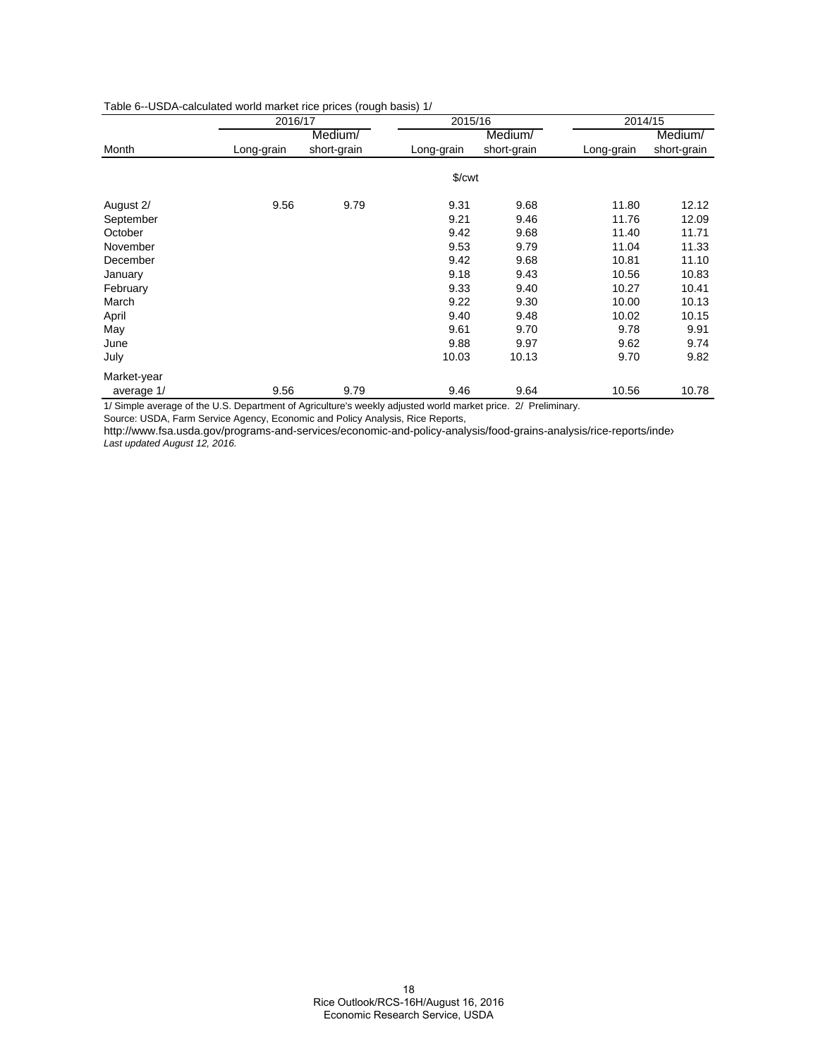Table 6--USDA-calculated world market rice prices (rough basis) 1/

| Month | 2016/17 | | 2015/16 | | 2014/15 | |
|---|---|---|---|---|---|---|
| | Long-grain | Medium/ short-grain | Long-grain | Medium/ short-grain | Long-grain | Medium/ short-grain |
| | | | $/cwt | | | |
| August 2/ | 9.56 | 9.79 | 9.31 | 9.68 | 11.80 | 12.12 |
| September | | | 9.21 | 9.46 | 11.76 | 12.09 |
| October | | | 9.42 | 9.68 | 11.40 | 11.71 |
| November | | | 9.53 | 9.79 | 11.04 | 11.33 |
| December | | | 9.42 | 9.68 | 10.81 | 11.10 |
| January | | | 9.18 | 9.43 | 10.56 | 10.83 |
| February | | | 9.33 | 9.40 | 10.27 | 10.41 |
| March | | | 9.22 | 9.30 | 10.00 | 10.13 |
| April | | | 9.40 | 9.48 | 10.02 | 10.15 |
| May | | | 9.61 | 9.70 | 9.78 | 9.91 |
| June | | | 9.88 | 9.97 | 9.62 | 9.74 |
| July | | | 10.03 | 10.13 | 9.70 | 9.82 |
| Market-year average 1/ | 9.56 | 9.79 | 9.46 | 9.64 | 10.56 | 10.78 |

1/ Simple average of the U.S. Department of Agriculture's weekly adjusted world market price. 2/ Preliminary.

Source: USDA, Farm Service Agency, Economic and Policy Analysis, Rice Reports,

http://www.fsa.usda.gov/programs-and-services/economic-and-policy-analysis/food-grains-analysis/rice-reports/index

*Last updated August 12, 2016.*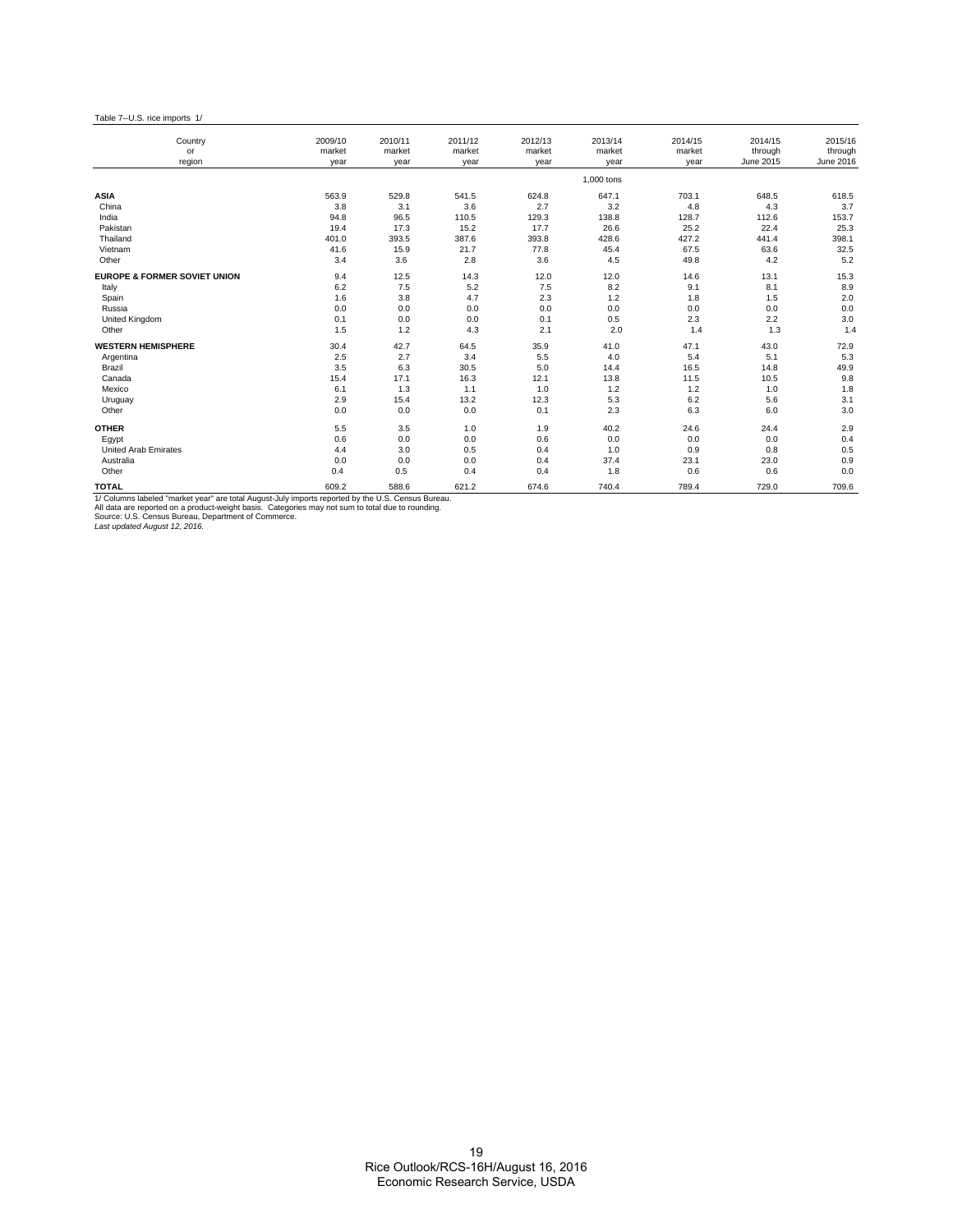Table 7--U.S. rice imports 1/

| Country or region | 2009/10 market year | 2010/11 market year | 2011/12 market year | 2012/13 market year | 2013/14 market year | 2014/15 market year | 2014/15 through June 2015 | 2015/16 through June 2016 |
|---|---|---|---|---|---|---|---|---|
| | | | | | 1,000 tons | | | |
| **ASIA** | 563.9 | 529.8 | 541.5 | 624.8 | 647.1 | 703.1 | 648.5 | 618.5 |
| China | 3.8 | 3.1 | 3.6 | 2.7 | 3.2 | 4.8 | 4.3 | 3.7 |
| India | 94.8 | 96.5 | 110.5 | 129.3 | 138.8 | 128.7 | 112.6 | 153.7 |
| Pakistan | 19.4 | 17.3 | 15.2 | 17.7 | 26.6 | 25.2 | 22.4 | 25.3 |
| Thailand | 401.0 | 393.5 | 387.6 | 393.8 | 428.6 | 427.2 | 441.4 | 398.1 |
| Vietnam | 41.6 | 15.9 | 21.7 | 77.8 | 45.4 | 67.5 | 63.6 | 32.5 |
| Other | 3.4 | 3.6 | 2.8 | 3.6 | 4.5 | 49.8 | 4.2 | 5.2 |
| **EUROPE & FORMER SOVIET UNION** | 9.4 | 12.5 | 14.3 | 12.0 | 12.0 | 14.6 | 13.1 | 15.3 |
| Italy | 6.2 | 7.5 | 5.2 | 7.5 | 8.2 | 9.1 | 8.1 | 8.9 |
| Spain | 1.6 | 3.8 | 4.7 | 2.3 | 1.2 | 1.8 | 1.5 | 2.0 |
| Russia | 0.0 | 0.0 | 0.0 | 0.0 | 0.0 | 0.0 | 0.0 | 0.0 |
| United Kingdom | 0.1 | 0.0 | 0.0 | 0.1 | 0.5 | 2.3 | 2.2 | 3.0 |
| Other | 1.5 | 1.2 | 4.3 | 2.1 | 2.0 | 1.4 | 1.3 | 1.4 |
| **WESTERN HEMISPHERE** | 30.4 | 42.7 | 64.5 | 35.9 | 41.0 | 47.1 | 43.0 | 72.9 |
| Argentina | 2.5 | 2.7 | 3.4 | 5.5 | 4.0 | 5.4 | 5.1 | 5.3 |
| Brazil | 3.5 | 6.3 | 30.5 | 5.0 | 14.4 | 16.5 | 14.8 | 49.9 |
| Canada | 15.4 | 17.1 | 16.3 | 12.1 | 13.8 | 11.5 | 10.5 | 9.8 |
| Mexico | 6.1 | 1.3 | 1.1 | 1.0 | 1.2 | 1.2 | 1.0 | 1.8 |
| Uruguay | 2.9 | 15.4 | 13.2 | 12.3 | 5.3 | 6.2 | 5.6 | 3.1 |
| Other | 0.0 | 0.0 | 0.0 | 0.1 | 2.3 | 6.3 | 6.0 | 3.0 |
| **OTHER** | 5.5 | 3.5 | 1.0 | 1.9 | 40.2 | 24.6 | 24.4 | 2.9 |
| Egypt | 0.6 | 0.0 | 0.0 | 0.6 | 0.0 | 0.0 | 0.0 | 0.4 |
| United Arab Emirates | 4.4 | 3.0 | 0.5 | 0.4 | 1.0 | 0.9 | 0.8 | 0.5 |
| Australia | 0.0 | 0.0 | 0.0 | 0.4 | 37.4 | 23.1 | 23.0 | 0.9 |
| Other | 0.4 | 0.5 | 0.4 | 0.4 | 1.8 | 0.6 | 0.6 | 0.0 |
| **TOTAL** | 609.2 | 588.6 | 621.2 | 674.6 | 740.4 | 789.4 | 729.0 | 709.6 |

1/ Columns labeled "market year" are total August-July imports reported by the U.S. Census Bureau.
All data are reported on a product-weight basis. Categories may not sum to total due to rounding.
Source: U.S. Census Bureau, Department of Commerce.
*Last updated August 12, 2016.*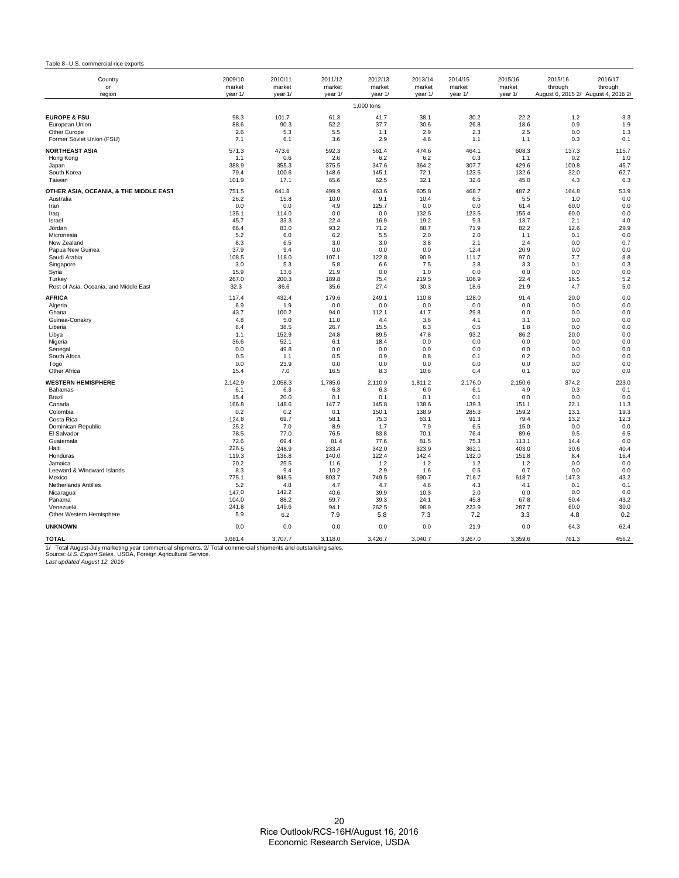Table 8--U.S. commercial rice exports

| Country or region | 2009/10 market year 1/ | 2010/11 market year 1/ | 2011/12 market year 1/ | 2012/13 market year 1/ | 2013/14 market year 1/ | 2014/15 market year 1/ | 2015/16 market year 1/ | 2015/16 through August 6, 2015 2/ | 2016/17 through August 4, 2016 2/ |
|---|---|---|---|---|---|---|---|---|---|
| | | | | 1,000 tons | | | | | |
| **EUROPE & FSU** | 98.3 | 101.7 | 61.3 | 41.7 | 38.1 | 30.2 | 22.2 | 1.2 | 3.3 |
| European Union | 88.6 | 90.3 | 52.2 | 37.7 | 30.6 | 26.8 | 18.6 | 0.9 | 1.9 |
| Other Europe | 2.6 | 5.3 | 5.5 | 1.1 | 2.9 | 2.3 | 2.5 | 0.0 | 1.3 |
| Former Soviet Union (FSU) | 7.1 | 6.1 | 3.6 | 2.9 | 4.6 | 1.1 | 1.1 | 0.3 | 0.1 |
| **NORTHEAST ASIA** | 571.3 | 473.6 | 592.3 | 561.4 | 474.6 | 464.1 | 608.3 | 137.3 | 115.7 |
| Hong Kong | 1.1 | 0.6 | 2.6 | 6.2 | 6.2 | 0.3 | 1.1 | 0.2 | 1.0 |
| Japan | 388.9 | 355.3 | 375.5 | 347.6 | 364.2 | 307.7 | 429.6 | 100.8 | 45.7 |
| South Korea | 79.4 | 100.6 | 148.6 | 145.1 | 72.1 | 123.5 | 132.6 | 32.0 | 62.7 |
| Taiwan | 101.9 | 17.1 | 65.6 | 62.5 | 32.1 | 32.6 | 45.0 | 4.3 | 6.3 |
| **OTHER ASIA, OCEANIA, & THE MIDDLE EAST** | 751.5 | 641.8 | 499.9 | 463.6 | 605.8 | 468.7 | 487.2 | 164.8 | 53.9 |
| Australia | 26.2 | 15.8 | 10.0 | 9.1 | 10.4 | 6.5 | 5.5 | 1.0 | 0.0 |
| Iran | 0.0 | 0.0 | 4.9 | 125.7 | 0.0 | 0.0 | 61.4 | 60.0 | 0.0 |
| Iraq | 135.1 | 114.0 | 0.0 | 0.0 | 132.5 | 123.5 | 155.4 | 60.0 | 0.0 |
| Israel | 45.7 | 33.3 | 22.4 | 16.9 | 19.2 | 9.3 | 13.7 | 2.1 | 4.0 |
| Jordan | 66.4 | 83.0 | 93.2 | 71.2 | 88.7 | 71.9 | 82.2 | 12.6 | 29.9 |
| Micronesia | 5.2 | 6.0 | 6.2 | 5.5 | 2.0 | 2.0 | 1.1 | 0.1 | 0.0 |
| New Zealand | 8.3 | 6.5 | 3.0 | 3.0 | 3.8 | 2.1 | 2.4 | 0.0 | 0.7 |
| Papua New Guinea | 37.9 | 9.4 | 0.0 | 0.0 | 0.0 | 12.4 | 20.9 | 0.0 | 0.0 |
| Saudi Arabia | 108.5 | 118.0 | 107.1 | 122.8 | 90.9 | 111.7 | 97.0 | 7.7 | 8.8 |
| Singapore | 3.0 | 5.3 | 5.8 | 6.6 | 7.5 | 3.8 | 3.3 | 0.1 | 0.3 |
| Syria | 15.9 | 13.6 | 21.9 | 0.0 | 1.0 | 0.0 | 0.0 | 0.0 | 0.0 |
| Turkey | 267.0 | 200.3 | 189.8 | 75.4 | 219.5 | 106.9 | 22.4 | 16.5 | 5.2 |
| Rest of Asia, Oceania, and Middle East | 32.3 | 36.6 | 35.6 | 27.4 | 30.3 | 18.6 | 21.9 | 4.7 | 5.0 |
| **AFRICA** | 117.4 | 432.4 | 179.6 | 249.1 | 110.8 | 128.0 | 91.4 | 20.0 | 0.0 |
| Algeria | 6.9 | 1.9 | 0.0 | 0.0 | 0.0 | 0.0 | 0.0 | 0.0 | 0.0 |
| Ghana | 43.7 | 100.2 | 94.0 | 112.1 | 41.7 | 29.8 | 0.0 | 0.0 | 0.0 |
| Guinea-Conakry | 4.8 | 5.0 | 11.0 | 4.4 | 3.6 | 4.1 | 3.1 | 0.0 | 0.0 |
| Liberia | 8.4 | 38.5 | 26.7 | 15.5 | 6.3 | 0.5 | 1.8 | 0.0 | 0.0 |
| Libya | 1.1 | 152.9 | 24.8 | 89.5 | 47.8 | 93.2 | 86.2 | 20.0 | 0.0 |
| Nigeria | 36.6 | 52.1 | 6.1 | 18.4 | 0.0 | 0.0 | 0.0 | 0.0 | 0.0 |
| Senegal | 0.0 | 49.8 | 0.0 | 0.0 | 0.0 | 0.0 | 0.0 | 0.0 | 0.0 |
| South Africa | 0.5 | 1.1 | 0.5 | 0.9 | 0.8 | 0.1 | 0.2 | 0.0 | 0.0 |
| Togo | 0.0 | 23.9 | 0.0 | 0.0 | 0.0 | 0.0 | 0.0 | 0.0 | 0.0 |
| Other Africa | 15.4 | 7.0 | 16.5 | 8.3 | 10.6 | 0.4 | 0.1 | 0.0 | 0.0 |
| **WESTERN HEMISPHERE** | 2,142.9 | 2,058.3 | 1,785.0 | 2,110.9 | 1,811.2 | 2,176.0 | 2,150.6 | 374.2 | 223.0 |
| Bahamas | 6.1 | 6.3 | 6.3 | 6.3 | 6.0 | 6.1 | 4.9 | 0.3 | 0.1 |
| Brazil | 15.4 | 20.0 | 0.1 | 0.1 | 0.1 | 0.1 | 0.0 | 0.0 | 0.0 |
| Canada | 166.8 | 148.6 | 147.7 | 145.8 | 138.6 | 139.3 | 151.1 | 22.1 | 11.3 |
| Colombia | 0.2 | 0.2 | 0.1 | 150.1 | 138.9 | 285.3 | 159.2 | 13.1 | 19.3 |
| Costa Rica | 124.8 | 69.7 | 58.1 | 75.3 | 63.1 | 91.3 | 79.4 | 13.2 | 12.3 |
| Dominican Republic | 25.2 | 7.0 | 8.9 | 1.7 | 7.9 | 6.5 | 15.0 | 0.0 | 0.0 |
| El Salvador | 78.5 | 77.0 | 76.5 | 83.8 | 70.1 | 76.4 | 89.6 | 9.5 | 6.5 |
| Guatemala | 72.6 | 69.4 | 81.4 | 77.6 | 81.5 | 75.3 | 113.1 | 14.4 | 0.0 |
| Haiti | 226.5 | 248.9 | 233.4 | 342.0 | 323.9 | 362.1 | 403.0 | 30.6 | 40.4 |
| Honduras | 119.3 | 136.8 | 140.0 | 122.4 | 142.4 | 132.0 | 151.8 | 8.4 | 16.4 |
| Jamaica | 20.2 | 25.5 | 11.6 | 1.2 | 1.2 | 1.2 | 1.2 | 0.0 | 0.0 |
| Leeward & Windward Islands | 8.3 | 9.4 | 10.2 | 2.9 | 1.6 | 0.5 | 0.7 | 0.0 | 0.0 |
| Mexico | 775.1 | 848.5 | 803.7 | 749.5 | 690.7 | 716.7 | 618.7 | 147.3 | 43.2 |
| Netherlands Antilles | 5.2 | 4.8 | 4.7 | 4.7 | 4.6 | 4.3 | 4.1 | 0.1 | 0.1 |
| Nicaragua | 147.0 | 142.2 | 40.6 | 39.9 | 10.3 | 2.0 | 0.0 | 0.0 | 0.0 |
| Panama | 104.0 | 88.2 | 59.7 | 39.3 | 24.1 | 45.8 | 67.8 | 50.4 | 43.2 |
| Venezuela | 241.8 | 149.6 | 94.1 | 262.5 | 98.9 | 223.9 | 287.7 | 60.0 | 30.0 |
| Other Western Hemisphere | 5.9 | 6.2 | 7.9 | 5.8 | 7.3 | 7.2 | 3.3 | 4.8 | 0.2 |
| **UNKNOWN** | 0.0 | 0.0 | 0.0 | 0.0 | 0.0 | 21.9 | 0.0 | 64.3 | 62.4 |
| **TOTAL** | 3,681.4 | 3,707.7 | 3,118.0 | 3,426.7 | 3,040.7 | 3,267.0 | 3,359.6 | 761.3 | 456.2 |

1/ Total August-July marketing year commercial shipments. 2/ Total commercial shipments and outstanding sales.
Source: *U.S. Export Sales*, USDA, Foreign Agricultural Service.
*Last updated August 12, 2016*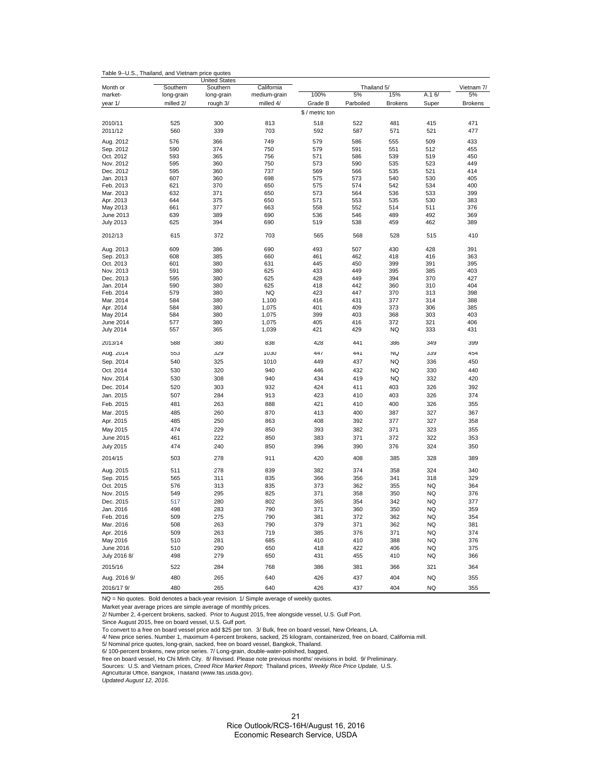Table 9--U.S., Thailand, and Vietnam price quotes

| Month or market-year 1/ | United States: Southern long-grain milled 2/ | United States: Southern long-grain rough 3/ | United States: California medium-grain milled 4/ | Thailand 5/: 100% Grade B | Thailand 5/: 5% Parboiled | Thailand 5/: 15% Brokens | Thailand 5/: A.1 6/ Super | Vietnam 7/: 5% Brokens |
|---|---|---|---|---|---|---|---|---|
| | | | | $ / metric ton | | | | |
| 2010/11 | 525 | 300 | 813 | 518 | 522 | 481 | 415 | 471 |
| 2011/12 | 560 | 339 | 703 | 592 | 587 | 571 | 521 | 477 |
| Aug. 2012 | 576 | 366 | 749 | 579 | 586 | 555 | 509 | 433 |
| Sep. 2012 | 590 | 374 | 750 | 579 | 591 | 551 | 512 | 455 |
| Oct. 2012 | 593 | 365 | 756 | 571 | 586 | 539 | 519 | 450 |
| Nov. 2012 | 595 | 360 | 750 | 573 | 590 | 535 | 523 | 449 |
| Dec. 2012 | 595 | 360 | 737 | 569 | 566 | 535 | 521 | 414 |
| Jan. 2013 | 607 | 360 | 698 | 575 | 573 | 540 | 530 | 405 |
| Feb. 2013 | 621 | 370 | 650 | 575 | 574 | 542 | 534 | 400 |
| Mar. 2013 | 632 | 371 | 650 | 573 | 564 | 536 | 533 | 399 |
| Apr. 2013 | 644 | 375 | 650 | 571 | 553 | 535 | 530 | 383 |
| May 2013 | 661 | 377 | 663 | 558 | 552 | 514 | 511 | 376 |
| June 2013 | 639 | 389 | 690 | 536 | 546 | 489 | 492 | 369 |
| July 2013 | 625 | 394 | 690 | 519 | 538 | 459 | 462 | 389 |
| 2012/13 | 615 | 372 | 703 | 565 | 568 | 528 | 515 | 410 |
| Aug. 2013 | 609 | 386 | 690 | 493 | 507 | 430 | 428 | 391 |
| Sep. 2013 | 608 | 385 | 660 | 461 | 462 | 418 | 416 | 363 |
| Oct. 2013 | 601 | 380 | 631 | 445 | 450 | 399 | 391 | 395 |
| Nov. 2013 | 591 | 380 | 625 | 433 | 449 | 395 | 385 | 403 |
| Dec. 2013 | 595 | 380 | 625 | 428 | 449 | 394 | 370 | 427 |
| Jan. 2014 | 590 | 380 | 625 | 418 | 442 | 360 | 310 | 404 |
| Feb. 2014 | 579 | 380 | NQ | 423 | 447 | 370 | 313 | 398 |
| Mar. 2014 | 584 | 380 | 1,100 | 416 | 431 | 377 | 314 | 388 |
| Apr. 2014 | 584 | 380 | 1,075 | 401 | 409 | 373 | 306 | 385 |
| May 2014 | 584 | 380 | 1,075 | 399 | 403 | 368 | 303 | 403 |
| June 2014 | 577 | 380 | 1,075 | 405 | 416 | 372 | 321 | 406 |
| July 2014 | 557 | 365 | 1,039 | 421 | 429 | NQ | 333 | 431 |
| 2013/14 | 588 | 380 | 838 | 428 | 441 | 386 | 349 | 399 |
| Aug. 2014 | 553 | 329 | 1030 | 447 | 441 | NQ | 339 | 454 |
| Sep. 2014 | 540 | 325 | 1010 | 449 | 437 | NQ | 336 | 450 |
| Oct. 2014 | 530 | 320 | 940 | 446 | 432 | NQ | 330 | 440 |
| Nov. 2014 | 530 | 308 | 940 | 434 | 419 | NQ | 332 | 420 |
| Dec. 2014 | 520 | 303 | 932 | 424 | 411 | 403 | 326 | 392 |
| Jan. 2015 | 507 | 284 | 913 | 423 | 410 | 403 | 326 | 374 |
| Feb. 2015 | 481 | 263 | 888 | 421 | 410 | 400 | 326 | 355 |
| Mar. 2015 | 485 | 260 | 870 | 413 | 400 | 387 | 327 | 367 |
| Apr. 2015 | 485 | 250 | 863 | 408 | 392 | 377 | 327 | 358 |
| May 2015 | 474 | 229 | 850 | 393 | 382 | 371 | 323 | 355 |
| June 2015 | 461 | 222 | 850 | 383 | 371 | 372 | 322 | 353 |
| July 2015 | 474 | 240 | 850 | 396 | 390 | 376 | 324 | 350 |
| 2014/15 | 503 | 278 | 911 | 420 | 408 | 385 | 328 | 389 |
| Aug. 2015 | 511 | 278 | 839 | 382 | 374 | 358 | 324 | 340 |
| Sep. 2015 | 565 | 311 | 835 | 366 | 356 | 341 | 318 | 329 |
| Oct. 2015 | 576 | 313 | 835 | 373 | 362 | 355 | NQ | 364 |
| Nov. 2015 | 549 | 295 | 825 | 371 | 358 | 350 | NQ | 376 |
| Dec. 2015 | 517 | 280 | 802 | 365 | 354 | 342 | NQ | 377 |
| Jan. 2016 | 498 | 283 | 790 | 371 | 360 | 350 | NQ | 359 |
| Feb. 2016 | 509 | 275 | 790 | 381 | 372 | 362 | NQ | 354 |
| Mar. 2016 | 508 | 263 | 790 | 379 | 371 | 362 | NQ | 381 |
| Apr. 2016 | 509 | 263 | 719 | 385 | 376 | 371 | NQ | 374 |
| May 2016 | 510 | 281 | 685 | 410 | 410 | 388 | NQ | 376 |
| June 2016 | 510 | 290 | 650 | 418 | 422 | 406 | NQ | 375 |
| July 2016 8/ | 498 | 279 | 650 | 431 | 455 | 410 | NQ | 366 |
| 2015/16 | 522 | 284 | 768 | 386 | 381 | 366 | 321 | 364 |
| Aug. 2016 9/ | 480 | 265 | 640 | 426 | 437 | 404 | NQ | 355 |
| 2016/17 9/ | 480 | 265 | 640 | 426 | 437 | 404 | NQ | 355 |

NQ = No quotes. Bold denotes a back-year revision. 1/ Simple average of weekly quotes.

Market year average prices are simple average of monthly prices.

2/ Number 2, 4-percent brokens, sacked. Prior to August 2015, free alongside vessel, U.S. Gulf Port.

Since August 2015, free on board vessel, U.S. Gulf port.

To convert to a free on board vessel price add $25 per ton. 3/ Bulk, free on board vessel, New Orleans, LA.

4/ New price series. Number 1, maximum 4-percent brokens, sacked, 25 kilogram, containerized, free on board, California mill.

5/ Nominal price quotes, long-grain, sacked, free on board vessel, Bangkok, Thailand.

6/ 100-percent brokens, new price series. 7/ Long-grain, double-water-polished, bagged,

free on board vessel, Ho Chi Minh City. 8/ Revised. Please note previous months' revisions in bold. 9/ Preliminary.

Sources: U.S. and Vietnam prices, *Creed Rice Market Report;* Thailand prices, *Weekly Rice Price Update,* U.S. Agricultural Office, Bangkok, Thailand (www.fas.usda.gov).

*Updated August 12, 2016.*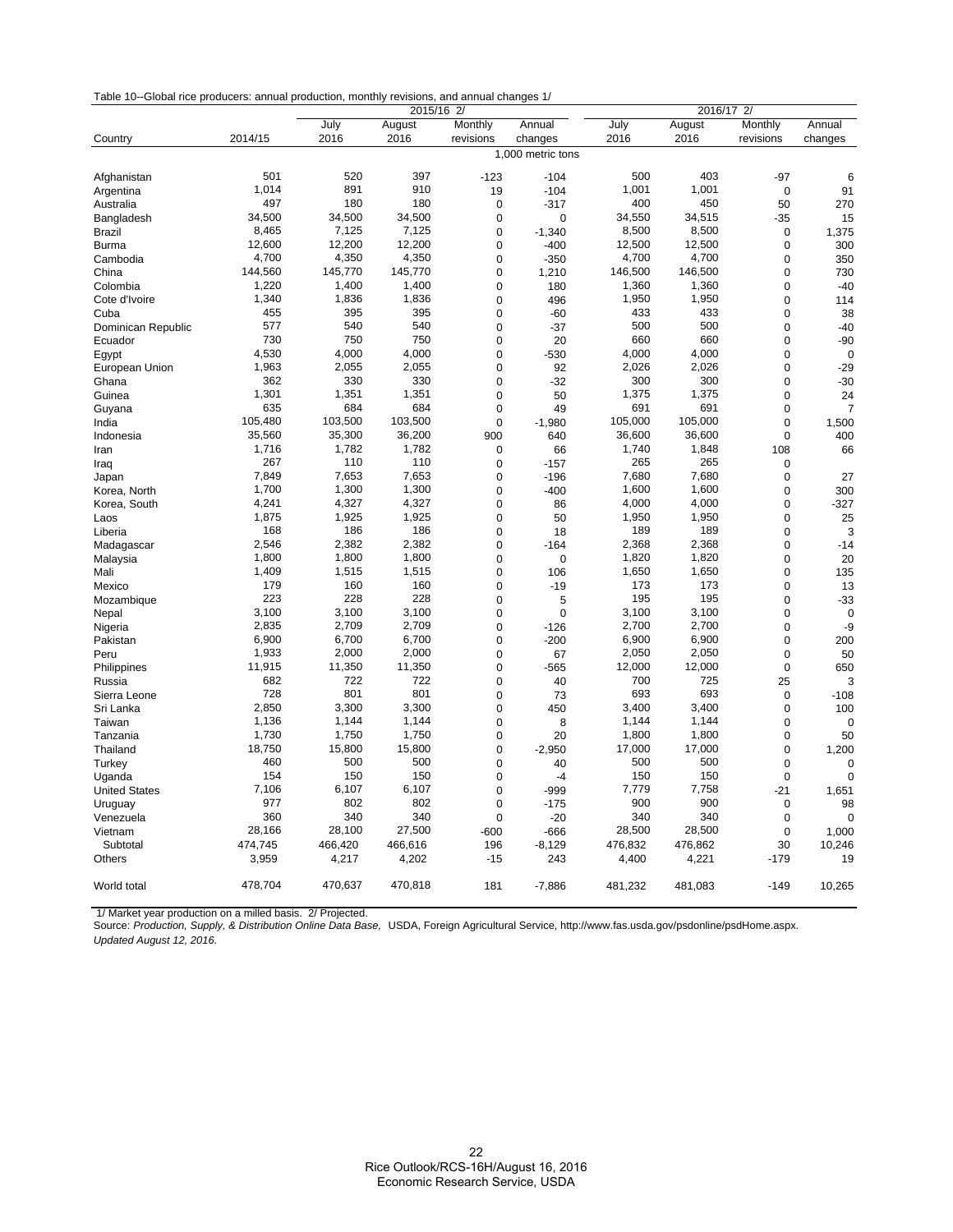Table 10--Global rice producers: annual production, monthly revisions, and annual changes 1/

| | | 2015/16 2/ | | | | 2016/17 2/ | | | |
|---|---|---|---|---|---|---|---|---|---|
| Country | 2014/15 | July 2016 | August 2016 | Monthly revisions | Annual changes | July 2016 | August 2016 | Monthly revisions | Annual changes |
| | | | | | 1,000 metric tons | | | | |
| Afghanistan | 501 | 520 | 397 | -123 | -104 | 500 | 403 | -97 | 6 |
| Argentina | 1,014 | 891 | 910 | 19 | -104 | 1,001 | 1,001 | 0 | 91 |
| Australia | 497 | 180 | 180 | 0 | -317 | 400 | 450 | 50 | 270 |
| Bangladesh | 34,500 | 34,500 | 34,500 | 0 | 0 | 34,550 | 34,515 | -35 | 15 |
| Brazil | 8,465 | 7,125 | 7,125 | 0 | -1,340 | 8,500 | 8,500 | 0 | 1,375 |
| Burma | 12,600 | 12,200 | 12,200 | 0 | -400 | 12,500 | 12,500 | 0 | 300 |
| Cambodia | 4,700 | 4,350 | 4,350 | 0 | -350 | 4,700 | 4,700 | 0 | 350 |
| China | 144,560 | 145,770 | 145,770 | 0 | 1,210 | 146,500 | 146,500 | 0 | 730 |
| Colombia | 1,220 | 1,400 | 1,400 | 0 | 180 | 1,360 | 1,360 | 0 | -40 |
| Cote d'Ivoire | 1,340 | 1,836 | 1,836 | 0 | 496 | 1,950 | 1,950 | 0 | 114 |
| Cuba | 455 | 395 | 395 | 0 | -60 | 433 | 433 | 0 | 38 |
| Dominican Republic | 577 | 540 | 540 | 0 | -37 | 500 | 500 | 0 | -40 |
| Ecuador | 730 | 750 | 750 | 0 | 20 | 660 | 660 | 0 | -90 |
| Egypt | 4,530 | 4,000 | 4,000 | 0 | -530 | 4,000 | 4,000 | 0 | 0 |
| European Union | 1,963 | 2,055 | 2,055 | 0 | 92 | 2,026 | 2,026 | 0 | -29 |
| Ghana | 362 | 330 | 330 | 0 | -32 | 300 | 300 | 0 | -30 |
| Guinea | 1,301 | 1,351 | 1,351 | 0 | 50 | 1,375 | 1,375 | 0 | 24 |
| Guyana | 635 | 684 | 684 | 0 | 49 | 691 | 691 | 0 | 7 |
| India | 105,480 | 103,500 | 103,500 | 0 | -1,980 | 105,000 | 105,000 | 0 | 1,500 |
| Indonesia | 35,560 | 35,300 | 36,200 | 900 | 640 | 36,600 | 36,600 | 0 | 400 |
| Iran | 1,716 | 1,782 | 1,782 | 0 | 66 | 1,740 | 1,848 | 108 | 66 |
| Iraq | 267 | 110 | 110 | 0 | -157 | 265 | 265 | 0 | |
| Japan | 7,849 | 7,653 | 7,653 | 0 | -196 | 7,680 | 7,680 | 0 | 27 |
| Korea, North | 1,700 | 1,300 | 1,300 | 0 | -400 | 1,600 | 1,600 | 0 | 300 |
| Korea, South | 4,241 | 4,327 | 4,327 | 0 | 86 | 4,000 | 4,000 | 0 | -327 |
| Laos | 1,875 | 1,925 | 1,925 | 0 | 50 | 1,950 | 1,950 | 0 | 25 |
| Liberia | 168 | 186 | 186 | 0 | 18 | 189 | 189 | 0 | 3 |
| Madagascar | 2,546 | 2,382 | 2,382 | 0 | -164 | 2,368 | 2,368 | 0 | -14 |
| Malaysia | 1,800 | 1,800 | 1,800 | 0 | 0 | 1,820 | 1,820 | 0 | 20 |
| Mali | 1,409 | 1,515 | 1,515 | 0 | 106 | 1,650 | 1,650 | 0 | 135 |
| Mexico | 179 | 160 | 160 | 0 | -19 | 173 | 173 | 0 | 13 |
| Mozambique | 223 | 228 | 228 | 0 | 5 | 195 | 195 | 0 | -33 |
| Nepal | 3,100 | 3,100 | 3,100 | 0 | 0 | 3,100 | 3,100 | 0 | 0 |
| Nigeria | 2,835 | 2,709 | 2,709 | 0 | -126 | 2,700 | 2,700 | 0 | -9 |
| Pakistan | 6,900 | 6,700 | 6,700 | 0 | -200 | 6,900 | 6,900 | 0 | 200 |
| Peru | 1,933 | 2,000 | 2,000 | 0 | 67 | 2,050 | 2,050 | 0 | 50 |
| Philippines | 11,915 | 11,350 | 11,350 | 0 | -565 | 12,000 | 12,000 | 0 | 650 |
| Russia | 682 | 722 | 722 | 0 | 40 | 700 | 725 | 25 | 3 |
| Sierra Leone | 728 | 801 | 801 | 0 | 73 | 693 | 693 | 0 | -108 |
| Sri Lanka | 2,850 | 3,300 | 3,300 | 0 | 450 | 3,400 | 3,400 | 0 | 100 |
| Taiwan | 1,136 | 1,144 | 1,144 | 0 | 8 | 1,144 | 1,144 | 0 | 0 |
| Tanzania | 1,730 | 1,750 | 1,750 | 0 | 20 | 1,800 | 1,800 | 0 | 50 |
| Thailand | 18,750 | 15,800 | 15,800 | 0 | -2,950 | 17,000 | 17,000 | 0 | 1,200 |
| Turkey | 460 | 500 | 500 | 0 | 40 | 500 | 500 | 0 | 0 |
| Uganda | 154 | 150 | 150 | 0 | -4 | 150 | 150 | 0 | 0 |
| United States | 7,106 | 6,107 | 6,107 | 0 | -999 | 7,779 | 7,758 | -21 | 1,651 |
| Uruguay | 977 | 802 | 802 | 0 | -175 | 900 | 900 | 0 | 98 |
| Venezuela | 360 | 340 | 340 | 0 | -20 | 340 | 340 | 0 | 0 |
| Vietnam | 28,166 | 28,100 | 27,500 | -600 | -666 | 28,500 | 28,500 | 0 | 1,000 |
| Subtotal | 474,745 | 466,420 | 466,616 | 196 | -8,129 | 476,832 | 476,862 | 30 | 10,246 |
| Others | 3,959 | 4,217 | 4,202 | -15 | 243 | 4,400 | 4,221 | -179 | 19 |
| World total | 478,704 | 470,637 | 470,818 | 181 | -7,886 | 481,232 | 481,083 | -149 | 10,265 |

1/ Market year production on a milled basis. 2/ Projected.

Source: *Production, Supply, & Distribution Online Data Base,* USDA, Foreign Agricultural Service, http://www.fas.usda.gov/psdonline/psdHome.aspx.

*Updated August 12, 2016.*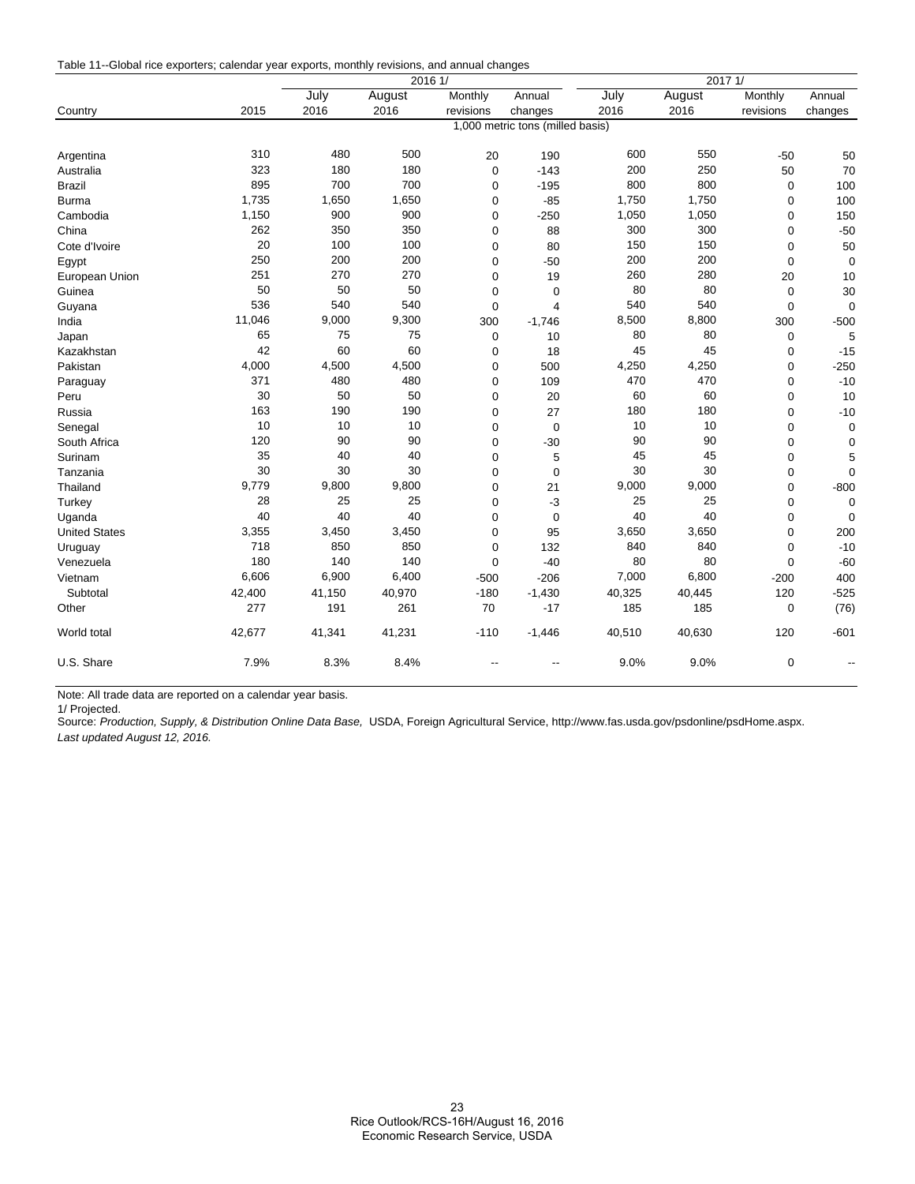Table 11--Global rice exporters; calendar year exports, monthly revisions, and annual changes

| Country | 2015 | 2016 1/ | | | | 2017 1/ | | | |
|---|---|---|---|---|---|---|---|---|---|
| | | July 2016 | August 2016 | Monthly revisions | Annual changes | July 2016 | August 2016 | Monthly revisions | Annual changes |
| | 1,000 metric tons (milled basis) | | | | | | | | |
| Argentina | 310 | 480 | 500 | 20 | 190 | 600 | 550 | -50 | 50 |
| Australia | 323 | 180 | 180 | 0 | -143 | 200 | 250 | 50 | 70 |
| Brazil | 895 | 700 | 700 | 0 | -195 | 800 | 800 | 0 | 100 |
| Burma | 1,735 | 1,650 | 1,650 | 0 | -85 | 1,750 | 1,750 | 0 | 100 |
| Cambodia | 1,150 | 900 | 900 | 0 | -250 | 1,050 | 1,050 | 0 | 150 |
| China | 262 | 350 | 350 | 0 | 88 | 300 | 300 | 0 | -50 |
| Cote d'Ivoire | 20 | 100 | 100 | 0 | 80 | 150 | 150 | 0 | 50 |
| Egypt | 250 | 200 | 200 | 0 | -50 | 200 | 200 | 0 | 0 |
| European Union | 251 | 270 | 270 | 0 | 19 | 260 | 280 | 20 | 10 |
| Guinea | 50 | 50 | 50 | 0 | 0 | 80 | 80 | 0 | 30 |
| Guyana | 536 | 540 | 540 | 0 | 4 | 540 | 540 | 0 | 0 |
| India | 11,046 | 9,000 | 9,300 | 300 | -1,746 | 8,500 | 8,800 | 300 | -500 |
| Japan | 65 | 75 | 75 | 0 | 10 | 80 | 80 | 0 | 5 |
| Kazakhstan | 42 | 60 | 60 | 0 | 18 | 45 | 45 | 0 | -15 |
| Pakistan | 4,000 | 4,500 | 4,500 | 0 | 500 | 4,250 | 4,250 | 0 | -250 |
| Paraguay | 371 | 480 | 480 | 0 | 109 | 470 | 470 | 0 | -10 |
| Peru | 30 | 50 | 50 | 0 | 20 | 60 | 60 | 0 | 10 |
| Russia | 163 | 190 | 190 | 0 | 27 | 180 | 180 | 0 | -10 |
| Senegal | 10 | 10 | 10 | 0 | 0 | 10 | 10 | 0 | 0 |
| South Africa | 120 | 90 | 90 | 0 | -30 | 90 | 90 | 0 | 0 |
| Surinam | 35 | 40 | 40 | 0 | 5 | 45 | 45 | 0 | 5 |
| Tanzania | 30 | 30 | 30 | 0 | 0 | 30 | 30 | 0 | 0 |
| Thailand | 9,779 | 9,800 | 9,800 | 0 | 21 | 9,000 | 9,000 | 0 | -800 |
| Turkey | 28 | 25 | 25 | 0 | -3 | 25 | 25 | 0 | 0 |
| Uganda | 40 | 40 | 40 | 0 | 0 | 40 | 40 | 0 | 0 |
| United States | 3,355 | 3,450 | 3,450 | 0 | 95 | 3,650 | 3,650 | 0 | 200 |
| Uruguay | 718 | 850 | 850 | 0 | 132 | 840 | 840 | 0 | -10 |
| Venezuela | 180 | 140 | 140 | 0 | -40 | 80 | 80 | 0 | -60 |
| Vietnam | 6,606 | 6,900 | 6,400 | -500 | -206 | 7,000 | 6,800 | -200 | 400 |
| Subtotal | 42,400 | 41,150 | 40,970 | -180 | -1,430 | 40,325 | 40,445 | 120 | -525 |
| Other | 277 | 191 | 261 | 70 | -17 | 185 | 185 | 0 | (76) |
| World total | 42,677 | 41,341 | 41,231 | -110 | -1,446 | 40,510 | 40,630 | 120 | -601 |
| U.S. Share | 7.9% | 8.3% | 8.4% | -- | -- | 9.0% | 9.0% | 0 | -- |

Note: All trade data are reported on a calendar year basis.

1/ Projected.

Source: *Production, Supply, & Distribution Online Data Base,* USDA, Foreign Agricultural Service, http://www.fas.usda.gov/psdonline/psdHome.aspx.

*Last updated August 12, 2016.*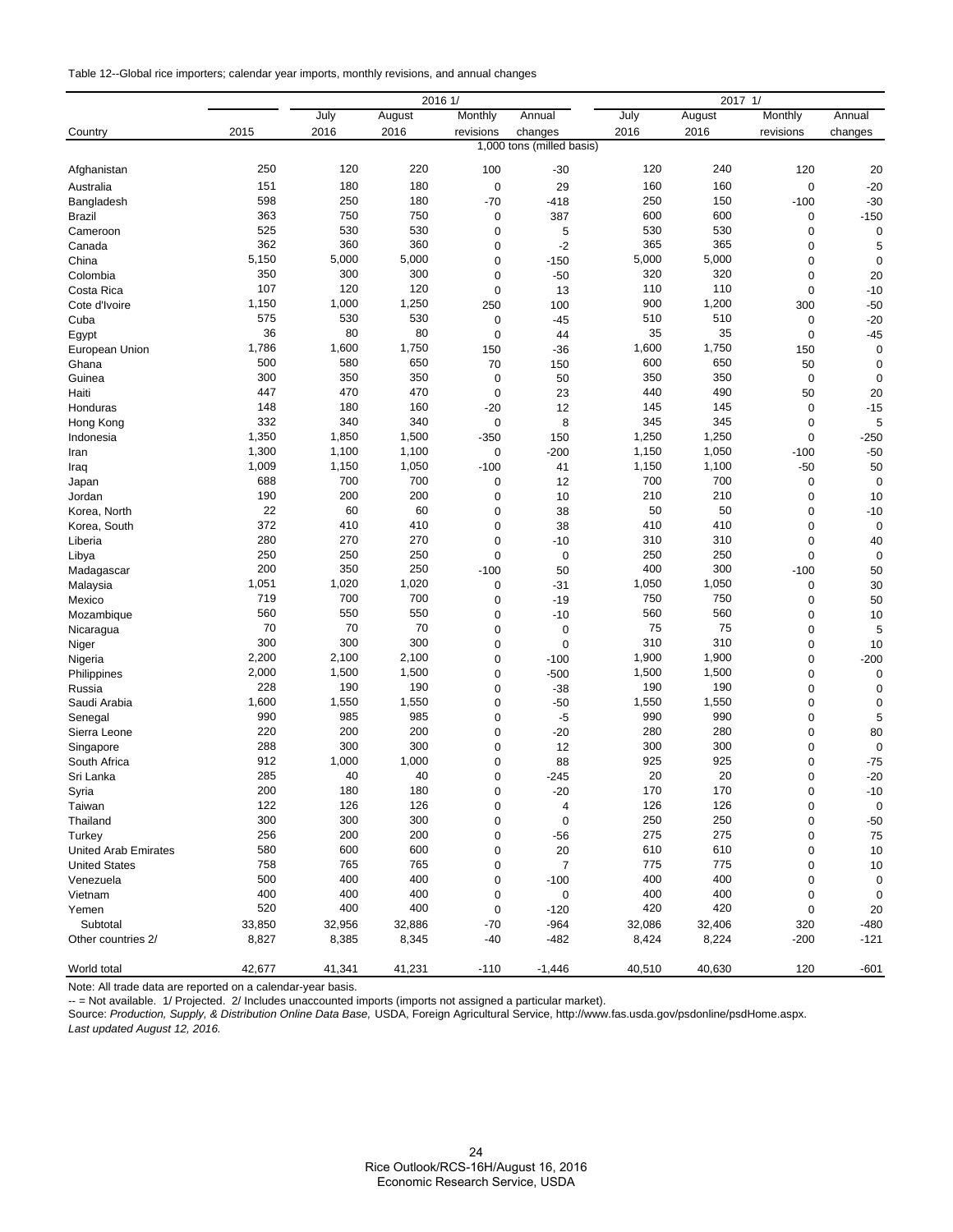Table 12--Global rice importers; calendar year imports, monthly revisions, and annual changes

| | | 2016 1/ | | | | 2017 1/ | | | |
|---|---|---|---|---|---|---|---|---|---|
| | | July | August | Monthly | Annual | July | August | Monthly | Annual |
| Country | 2015 | 2016 | 2016 | revisions | changes | 2016 | 2016 | revisions | changes |
| | | | | | 1,000 tons (milled basis) | | | | |
| Afghanistan | 250 | 120 | 220 | 100 | -30 | 120 | 240 | 120 | 20 |
| Australia | 151 | 180 | 180 | 0 | 29 | 160 | 160 | 0 | -20 |
| Bangladesh | 598 | 250 | 180 | -70 | -418 | 250 | 150 | -100 | -30 |
| Brazil | 363 | 750 | 750 | 0 | 387 | 600 | 600 | 0 | -150 |
| Cameroon | 525 | 530 | 530 | 0 | 5 | 530 | 530 | 0 | 0 |
| Canada | 362 | 360 | 360 | 0 | -2 | 365 | 365 | 0 | 5 |
| China | 5,150 | 5,000 | 5,000 | 0 | -150 | 5,000 | 5,000 | 0 | 0 |
| Colombia | 350 | 300 | 300 | 0 | -50 | 320 | 320 | 0 | 20 |
| Costa Rica | 107 | 120 | 120 | 0 | 13 | 110 | 110 | 0 | -10 |
| Cote d'Ivoire | 1,150 | 1,000 | 1,250 | 250 | 100 | 900 | 1,200 | 300 | -50 |
| Cuba | 575 | 530 | 530 | 0 | -45 | 510 | 510 | 0 | -20 |
| Egypt | 36 | 80 | 80 | 0 | 44 | 35 | 35 | 0 | -45 |
| European Union | 1,786 | 1,600 | 1,750 | 150 | -36 | 1,600 | 1,750 | 150 | 0 |
| Ghana | 500 | 580 | 650 | 70 | 150 | 600 | 650 | 50 | 0 |
| Guinea | 300 | 350 | 350 | 0 | 50 | 350 | 350 | 0 | 0 |
| Haiti | 447 | 470 | 470 | 0 | 23 | 440 | 490 | 50 | 20 |
| Honduras | 148 | 180 | 160 | -20 | 12 | 145 | 145 | 0 | -15 |
| Hong Kong | 332 | 340 | 340 | 0 | 8 | 345 | 345 | 0 | 5 |
| Indonesia | 1,350 | 1,850 | 1,500 | -350 | 150 | 1,250 | 1,250 | 0 | -250 |
| Iran | 1,300 | 1,100 | 1,100 | 0 | -200 | 1,150 | 1,050 | -100 | -50 |
| Iraq | 1,009 | 1,150 | 1,050 | -100 | 41 | 1,150 | 1,100 | -50 | 50 |
| Japan | 688 | 700 | 700 | 0 | 12 | 700 | 700 | 0 | 0 |
| Jordan | 190 | 200 | 200 | 0 | 10 | 210 | 210 | 0 | 10 |
| Korea, North | 22 | 60 | 60 | 0 | 38 | 50 | 50 | 0 | -10 |
| Korea, South | 372 | 410 | 410 | 0 | 38 | 410 | 410 | 0 | 0 |
| Liberia | 280 | 270 | 270 | 0 | -10 | 310 | 310 | 0 | 40 |
| Libya | 250 | 250 | 250 | 0 | 0 | 250 | 250 | 0 | 0 |
| Madagascar | 200 | 350 | 250 | -100 | 50 | 400 | 300 | -100 | 50 |
| Malaysia | 1,051 | 1,020 | 1,020 | 0 | -31 | 1,050 | 1,050 | 0 | 30 |
| Mexico | 719 | 700 | 700 | 0 | -19 | 750 | 750 | 0 | 50 |
| Mozambique | 560 | 550 | 550 | 0 | -10 | 560 | 560 | 0 | 10 |
| Nicaragua | 70 | 70 | 70 | 0 | 0 | 75 | 75 | 0 | 5 |
| Niger | 300 | 300 | 300 | 0 | 0 | 310 | 310 | 0 | 10 |
| Nigeria | 2,200 | 2,100 | 2,100 | 0 | -100 | 1,900 | 1,900 | 0 | -200 |
| Philippines | 2,000 | 1,500 | 1,500 | 0 | -500 | 1,500 | 1,500 | 0 | 0 |
| Russia | 228 | 190 | 190 | 0 | -38 | 190 | 190 | 0 | 0 |
| Saudi Arabia | 1,600 | 1,550 | 1,550 | 0 | -50 | 1,550 | 1,550 | 0 | 0 |
| Senegal | 990 | 985 | 985 | 0 | -5 | 990 | 990 | 0 | 5 |
| Sierra Leone | 220 | 200 | 200 | 0 | -20 | 280 | 280 | 0 | 80 |
| Singapore | 288 | 300 | 300 | 0 | 12 | 300 | 300 | 0 | 0 |
| South Africa | 912 | 1,000 | 1,000 | 0 | 88 | 925 | 925 | 0 | -75 |
| Sri Lanka | 285 | 40 | 40 | 0 | -245 | 20 | 20 | 0 | -20 |
| Syria | 200 | 180 | 180 | 0 | -20 | 170 | 170 | 0 | -10 |
| Taiwan | 122 | 126 | 126 | 0 | 4 | 126 | 126 | 0 | 0 |
| Thailand | 300 | 300 | 300 | 0 | 0 | 250 | 250 | 0 | -50 |
| Turkey | 256 | 200 | 200 | 0 | -56 | 275 | 275 | 0 | 75 |
| United Arab Emirates | 580 | 600 | 600 | 0 | 20 | 610 | 610 | 0 | 10 |
| United States | 758 | 765 | 765 | 0 | 7 | 775 | 775 | 0 | 10 |
| Venezuela | 500 | 400 | 400 | 0 | -100 | 400 | 400 | 0 | 0 |
| Vietnam | 400 | 400 | 400 | 0 | 0 | 400 | 400 | 0 | 0 |
| Yemen | 520 | 400 | 400 | 0 | -120 | 420 | 420 | 0 | 20 |
| Subtotal | 33,850 | 32,956 | 32,886 | -70 | -964 | 32,086 | 32,406 | 320 | -480 |
| Other countries 2/ | 8,827 | 8,385 | 8,345 | -40 | -482 | 8,424 | 8,224 | -200 | -121 |
| World total | 42,677 | 41,341 | 41,231 | -110 | -1,446 | 40,510 | 40,630 | 120 | -601 |

Note: All trade data are reported on a calendar-year basis.

-- = Not available. 1/ Projected. 2/ Includes unaccounted imports (imports not assigned a particular market).

Source: *Production, Supply, & Distribution Online Data Base,* USDA, Foreign Agricultural Service, http://www.fas.usda.gov/psdonline/psdHome.aspx.

*Last updated August 12, 2016.*